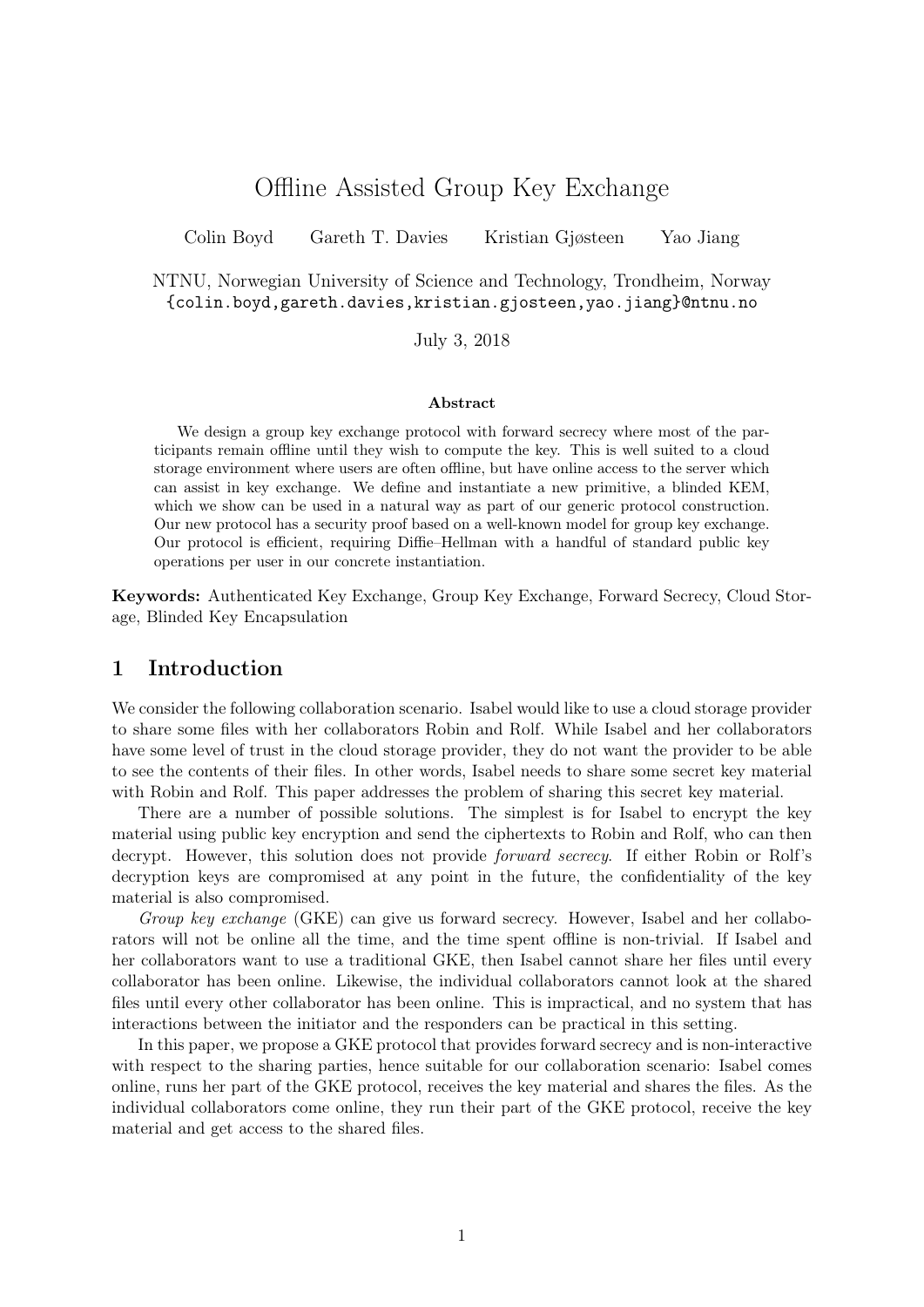# Offline Assisted Group Key Exchange

Colin Boyd  Gareth T. Davies  Kristian Gjøsteen  Yao Jiang

NTNU, Norwegian University of Science and Technology, Trondheim, Norway
{colin.boyd,gareth.davies,kristian.gjosteen,yao.jiang}@ntnu.no

July 3, 2018

### Abstract

We design a group key exchange protocol with forward secrecy where most of the participants remain offline until they wish to compute the key. This is well suited to a cloud storage environment where users are often offline, but have online access to the server which can assist in key exchange. We define and instantiate a new primitive, a blinded KEM, which we show can be used in a natural way as part of our generic protocol construction. Our new protocol has a security proof based on a well-known model for group key exchange. Our protocol is efficient, requiring Diffie–Hellman with a handful of standard public key operations per user in our concrete instantiation.

**Keywords:** Authenticated Key Exchange, Group Key Exchange, Forward Secrecy, Cloud Storage, Blinded Key Encapsulation

## 1 Introduction

We consider the following collaboration scenario. Isabel would like to use a cloud storage provider to share some files with her collaborators Robin and Rolf. While Isabel and her collaborators have some level of trust in the cloud storage provider, they do not want the provider to be able to see the contents of their files. In other words, Isabel needs to share some secret key material with Robin and Rolf. This paper addresses the problem of sharing this secret key material.

There are a number of possible solutions. The simplest is for Isabel to encrypt the key material using public key encryption and send the ciphertexts to Robin and Rolf, who can then decrypt. However, this solution does not provide *forward secrecy*. If either Robin or Rolf's decryption keys are compromised at any point in the future, the confidentiality of the key material is also compromised.

*Group key exchange* (GKE) can give us forward secrecy. However, Isabel and her collaborators will not be online all the time, and the time spent offline is non-trivial. If Isabel and her collaborators want to use a traditional GKE, then Isabel cannot share her files until every collaborator has been online. Likewise, the individual collaborators cannot look at the shared files until every other collaborator has been online. This is impractical, and no system that has interactions between the initiator and the responders can be practical in this setting.

In this paper, we propose a GKE protocol that provides forward secrecy and is non-interactive with respect to the sharing parties, hence suitable for our collaboration scenario: Isabel comes online, runs her part of the GKE protocol, receives the key material and shares the files. As the individual collaborators come online, they run their part of the GKE protocol, receive the key material and get access to the shared files.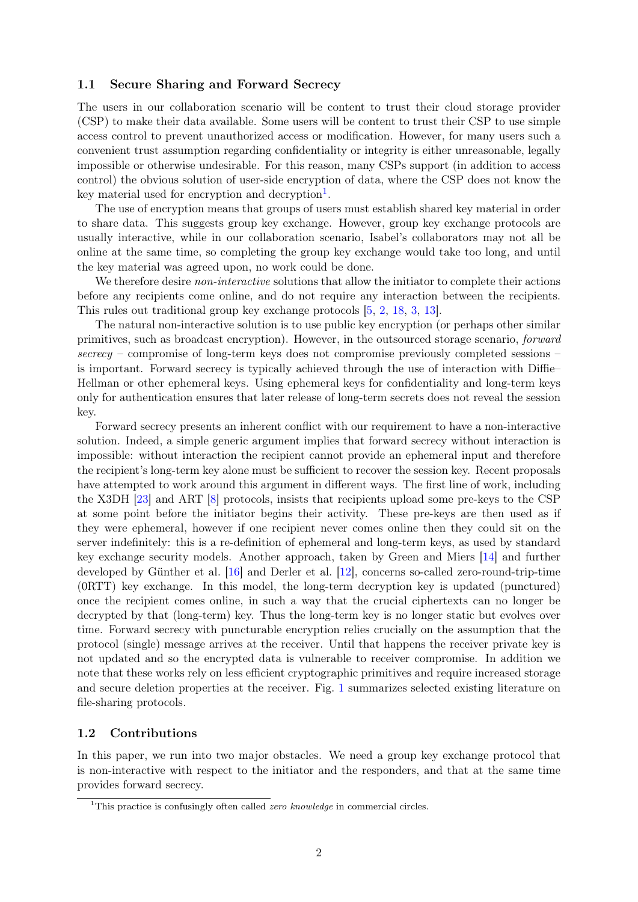### 1.1 Secure Sharing and Forward Secrecy

The users in our collaboration scenario will be content to trust their cloud storage provider (CSP) to make their data available. Some users will be content to trust their CSP to use simple access control to prevent unauthorized access or modification. However, for many users such a convenient trust assumption regarding confidentiality or integrity is either unreasonable, legally impossible or otherwise undesirable. For this reason, many CSPs support (in addition to access control) the obvious solution of user-side encryption of data, where the CSP does not know the key material used for encryption and decryption[1].

The use of encryption means that groups of users must establish shared key material in order to share data. This suggests group key exchange. However, group key exchange protocols are usually interactive, while in our collaboration scenario, Isabel's collaborators may not all be online at the same time, so completing the group key exchange would take too long, and until the key material was agreed upon, no work could be done.

We therefore desire *non-interactive* solutions that allow the initiator to complete their actions before any recipients come online, and do not require any interaction between the recipients. This rules out traditional group key exchange protocols [5, 2, 18, 3, 13].

The natural non-interactive solution is to use public key encryption (or perhaps other similar primitives, such as broadcast encryption). However, in the outsourced storage scenario, *forward secrecy* – compromise of long-term keys does not compromise previously completed sessions – is important. Forward secrecy is typically achieved through the use of interaction with Diffie–Hellman or other ephemeral keys. Using ephemeral keys for confidentiality and long-term keys only for authentication ensures that later release of long-term secrets does not reveal the session key.

Forward secrecy presents an inherent conflict with our requirement to have a non-interactive solution. Indeed, a simple generic argument implies that forward secrecy without interaction is impossible: without interaction the recipient cannot provide an ephemeral input and therefore the recipient's long-term key alone must be sufficient to recover the session key. Recent proposals have attempted to work around this argument in different ways. The first line of work, including the X3DH [23] and ART [8] protocols, insists that recipients upload some pre-keys to the CSP at some point before the initiator begins their activity. These pre-keys are then used as if they were ephemeral, however if one recipient never comes online then they could sit on the server indefinitely: this is a re-definition of ephemeral and long-term keys, as used by standard key exchange security models. Another approach, taken by Green and Miers [14] and further developed by Günther et al. [16] and Derler et al. [12], concerns so-called zero-round-trip-time (0RTT) key exchange. In this model, the long-term decryption key is updated (punctured) once the recipient comes online, in such a way that the crucial ciphertexts can no longer be decrypted by that (long-term) key. Thus the long-term key is no longer static but evolves over time. Forward secrecy with puncturable encryption relies crucially on the assumption that the protocol (single) message arrives at the receiver. Until that happens the receiver private key is not updated and so the encrypted data is vulnerable to receiver compromise. In addition we note that these works rely on less efficient cryptographic primitives and require increased storage and secure deletion properties at the receiver. Fig. 1 summarizes selected existing literature on file-sharing protocols.

### 1.2 Contributions

In this paper, we run into two major obstacles. We need a group key exchange protocol that is non-interactive with respect to the initiator and the responders, and that at the same time provides forward secrecy.

---

[1] This practice is confusingly often called *zero knowledge* in commercial circles.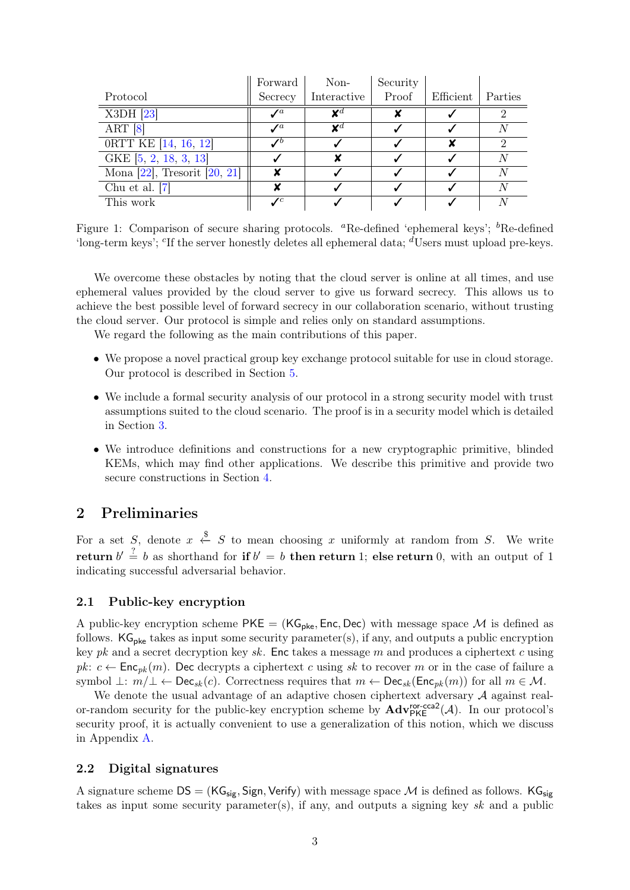| Protocol | Forward Secrecy | Non-Interactive | Security Proof | Efficient | Parties |
|---|---|---|---|---|---|
| X3DH [23] | ✓[a] | ✘[d] | ✘ | ✓ | 2 |
| ART [8] | ✓[a] | ✘[d] | ✓ | ✓ | $N$ |
| 0RTT KE [14, 16, 12] | ✓[b] | ✓ | ✓ | ✘ | 2 |
| GKE [5, 2, 18, 3, 13] | ✓ | ✘ | ✓ | ✓ | $N$ |
| Mona [22], Tresorit [20, 21] | ✘ | ✓ | ✓ | ✓ | $N$ |
| Chu et al. [7] | ✘ | ✓ | ✓ | ✓ | $N$ |
| This work | ✓[c] | ✓ | ✓ | ✓ | $N$ |

Figure 1: Comparison of secure sharing protocols. [a]Re-defined 'ephemeral keys'; [b]Re-defined 'long-term keys'; [c]If the server honestly deletes all ephemeral data; [d]Users must upload pre-keys.

We overcome these obstacles by noting that the cloud server is online at all times, and use ephemeral values provided by the cloud server to give us forward secrecy. This allows us to achieve the best possible level of forward secrecy in our collaboration scenario, without trusting the cloud server. Our protocol is simple and relies only on standard assumptions.

We regard the following as the main contributions of this paper.

- We propose a novel practical group key exchange protocol suitable for use in cloud storage. Our protocol is described in Section 5.
- We include a formal security analysis of our protocol in a strong security model with trust assumptions suited to the cloud scenario. The proof is in a security model which is detailed in Section 3.
- We introduce definitions and constructions for a new cryptographic primitive, blinded KEMs, which may find other applications. We describe this primitive and provide two secure constructions in Section 4.

## 2 Preliminaries

For a set $S$, denote $x \xleftarrow{\$} S$ to mean choosing $x$ uniformly at random from $S$. We write **return** $b' \stackrel{?}{=} b$ as shorthand for **if** $b' = b$ **then return** 1; **else return** 0, with an output of 1 indicating successful adversarial behavior.

### 2.1 Public-key encryption

A public-key encryption scheme $\mathsf{PKE} = (\mathsf{KG}_{\mathsf{pke}}, \mathsf{Enc}, \mathsf{Dec})$ with message space $\mathcal{M}$ is defined as follows. $\mathsf{KG}_{\mathsf{pke}}$ takes as input some security parameter(s), if any, and outputs a public encryption key $pk$ and a secret decryption key $sk$. $\mathsf{Enc}$ takes a message $m$ and produces a ciphertext $c$ using $pk$: $c \leftarrow \mathsf{Enc}_{pk}(m)$. $\mathsf{Dec}$ decrypts a ciphertext $c$ using $sk$ to recover $m$ or in the case of failure a symbol $\perp$: $m/\perp \leftarrow \mathsf{Dec}_{sk}(c)$. Correctness requires that $m \leftarrow \mathsf{Dec}_{sk}(\mathsf{Enc}_{pk}(m))$ for all $m \in \mathcal{M}$.

We denote the usual advantage of an adaptive chosen ciphertext adversary $\mathcal{A}$ against real-or-random security for the public-key encryption scheme by $\mathbf{Adv}^{\mathsf{ror\text{-}cca2}}_{\mathsf{PKE}}(\mathcal{A})$. In our protocol's security proof, it is actually convenient to use a generalization of this notion, which we discuss in Appendix A.

### 2.2 Digital signatures

A signature scheme $\mathsf{DS} = (\mathsf{KG}_{\mathsf{sig}}, \mathsf{Sign}, \mathsf{Verify})$ with message space $\mathcal{M}$ is defined as follows. $\mathsf{KG}_{\mathsf{sig}}$ takes as input some security parameter(s), if any, and outputs a signing key $sk$ and a public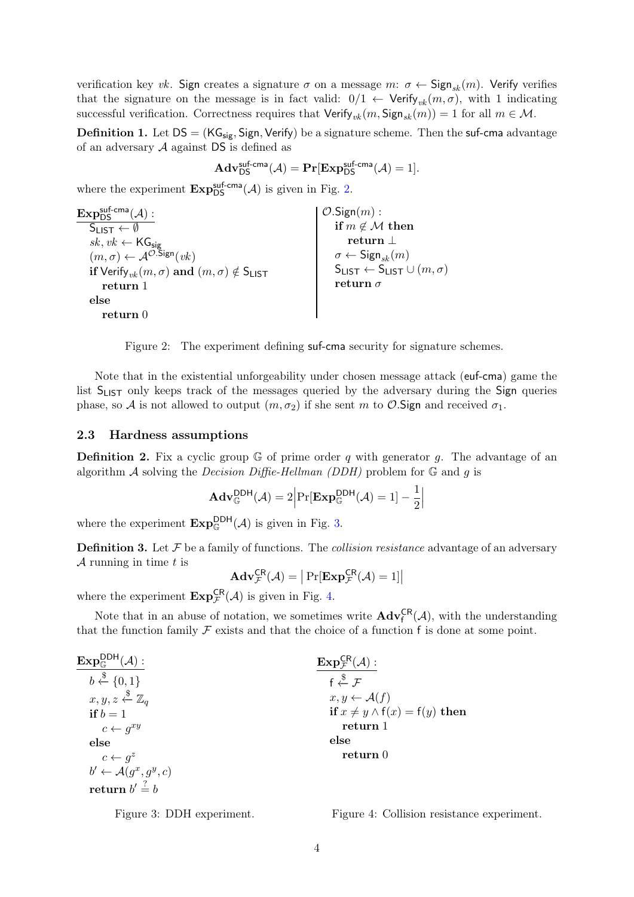verification key $vk$. Sign creates a signature $\sigma$ on a message $m$: $\sigma \leftarrow \mathsf{Sign}_{sk}(m)$. Verify verifies that the signature on the message is in fact valid: $0/1 \leftarrow \mathsf{Verify}_{vk}(m, \sigma)$, with 1 indicating successful verification. Correctness requires that $\mathsf{Verify}_{vk}(m, \mathsf{Sign}_{sk}(m)) = 1$ for all $m \in \mathcal{M}$.

**Definition 1.** Let $\mathsf{DS} = (\mathsf{KG_{sig}}, \mathsf{Sign}, \mathsf{Verify})$ be a signature scheme. Then the suf-cma advantage of an adversary $\mathcal{A}$ against DS is defined as

$$\mathbf{Adv}^{\mathsf{suf\text{-}cma}}_{\mathsf{DS}}(\mathcal{A}) = \mathbf{Pr}[\mathbf{Exp}^{\mathsf{suf\text{-}cma}}_{\mathsf{DS}}(\mathcal{A}) = 1].$$

where the experiment $\mathbf{Exp}^{\mathsf{suf\text{-}cma}}_{\mathsf{DS}}(\mathcal{A})$ is given in Fig. 2.

```
Exp_DS^suf-cma(A):
  S_LIST ← ∅
  sk, vk ← KG_sig
  (m, σ) ← A^{O.Sign}(vk)
  if Verify_vk(m, σ) and (m, σ) ∉ S_LIST
    return 1
  else
    return 0

O.Sign(m):
  if m ∉ M then
    return ⊥
  σ ← Sign_sk(m)
  S_LIST ← S_LIST ∪ (m, σ)
  return σ
```

Figure 2: The experiment defining suf-cma security for signature schemes.

Note that in the existential unforgeability under chosen message attack (euf-cma) game the list $\mathsf{S_{LIST}}$ only keeps track of the messages queried by the adversary during the Sign queries phase, so $\mathcal{A}$ is not allowed to output $(m, \sigma_2)$ if she sent $m$ to $\mathcal{O}$.Sign and received $\sigma_1$.

### 2.3 Hardness assumptions

**Definition 2.** Fix a cyclic group $\mathbb{G}$ of prime order $q$ with generator $g$. The advantage of an algorithm $\mathcal{A}$ solving the *Decision Diffie-Hellman (DDH)* problem for $\mathbb{G}$ and $g$ is

$$\mathbf{Adv}^{\mathsf{DDH}}_{\mathbb{G}}(\mathcal{A}) = 2\Big|\Pr[\mathbf{Exp}^{\mathsf{DDH}}_{\mathbb{G}}(\mathcal{A}) = 1] - \frac{1}{2}\Big|$$

where the experiment $\mathbf{Exp}^{\mathsf{DDH}}_{\mathbb{G}}(\mathcal{A})$ is given in Fig. 3.

**Definition 3.** Let $\mathcal{F}$ be a family of functions. The *collision resistance* advantage of an adversary $\mathcal{A}$ running in time $t$ is

$$\mathbf{Adv}^{\mathsf{CR}}_{\mathcal{F}}(\mathcal{A}) = \big|\Pr[\mathbf{Exp}^{\mathsf{CR}}_{\mathcal{F}}(\mathcal{A}) = 1]\big|$$

where the experiment $\mathbf{Exp}^{\mathsf{CR}}_{\mathcal{F}}(\mathcal{A})$ is given in Fig. 4.

Note that in an abuse of notation, we sometimes write $\mathbf{Adv}^{\mathsf{CR}}_{\mathsf{f}}(\mathcal{A})$, with the understanding that the function family $\mathcal{F}$ exists and that the choice of a function f is done at some point.

```
Exp_G^DDH(A):
  b ←$ {0, 1}
  x, y, z ←$ Z_q
  if b = 1
    c ← g^{xy}
  else
    c ← g^z
  b' ← A(g^x, g^y, c)
  return b' =? b
```

Figure 3: DDH experiment.

```
Exp_F^CR(A):
  f ←$ F
  x, y ← A(f)
  if x ≠ y ∧ f(x) = f(y) then
    return 1
  else
    return 0
```

Figure 4: Collision resistance experiment.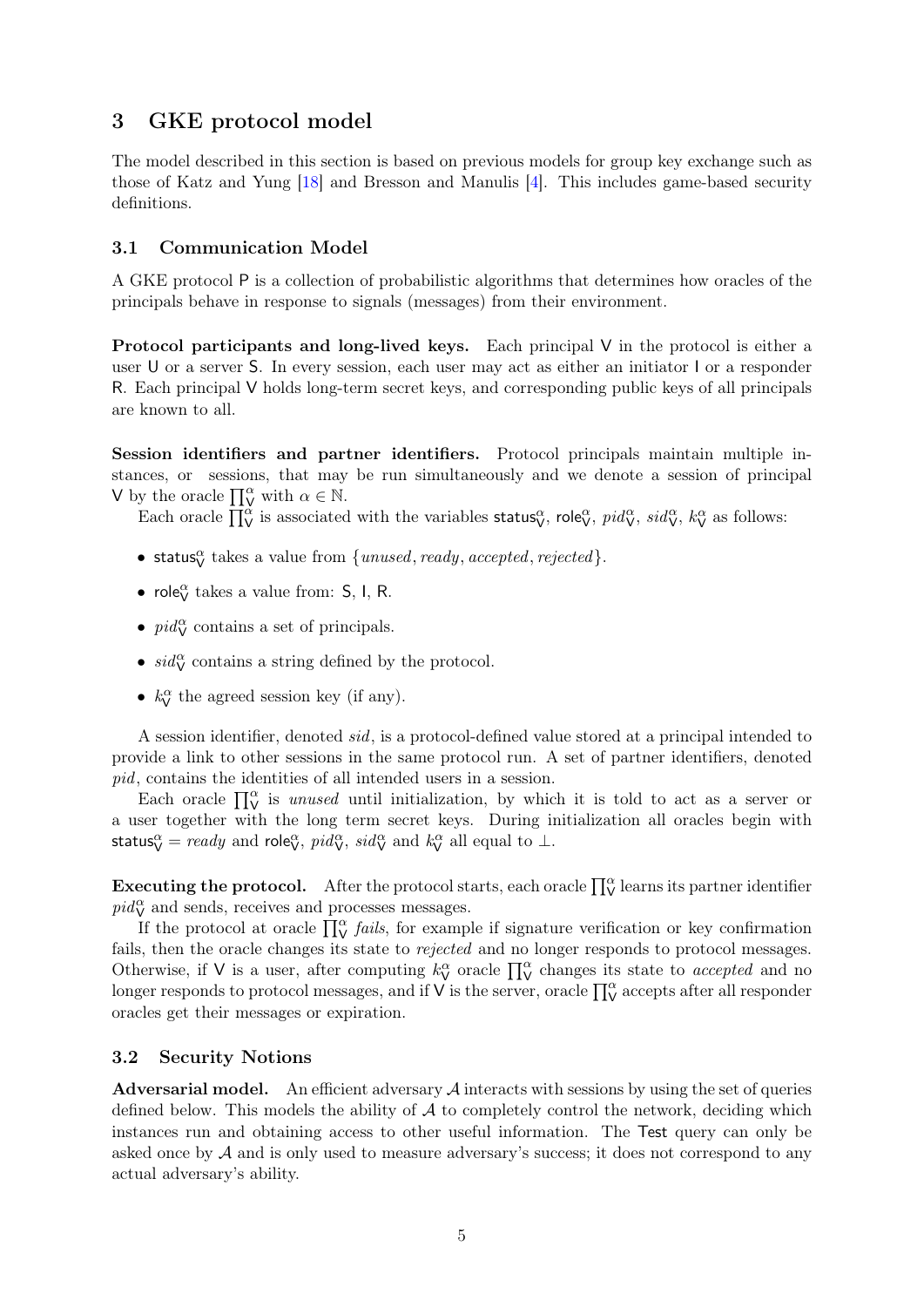## 3 GKE protocol model

The model described in this section is based on previous models for group key exchange such as those of Katz and Yung [18] and Bresson and Manulis [4]. This includes game-based security definitions.

### 3.1 Communication Model

A GKE protocol $\mathsf{P}$ is a collection of probabilistic algorithms that determines how oracles of the principals behave in response to signals (messages) from their environment.

**Protocol participants and long-lived keys.** Each principal $\mathsf{V}$ in the protocol is either a user $\mathsf{U}$ or a server $\mathsf{S}$. In every session, each user may act as either an initiator $\mathsf{I}$ or a responder $\mathsf{R}$. Each principal $\mathsf{V}$ holds long-term secret keys, and corresponding public keys of all principals are known to all.

**Session identifiers and partner identifiers.** Protocol principals maintain multiple instances, or sessions, that may be run simultaneously and we denote a session of principal $\mathsf{V}$ by the oracle $\prod_{\mathsf{V}}^{\alpha}$ with $\alpha \in \mathbb{N}$.

Each oracle $\prod_{\mathsf{V}}^{\alpha}$ is associated with the variables $\mathsf{status}_{\mathsf{V}}^{\alpha}$, $\mathsf{role}_{\mathsf{V}}^{\alpha}$, $pid_{\mathsf{V}}^{\alpha}$, $sid_{\mathsf{V}}^{\alpha}$, $k_{\mathsf{V}}^{\alpha}$ as follows:

- $\mathsf{status}_{\mathsf{V}}^{\alpha}$ takes a value from $\{unused, ready, accepted, rejected\}$.
- $\mathsf{role}_{\mathsf{V}}^{\alpha}$ takes a value from: $\mathsf{S}$, $\mathsf{I}$, $\mathsf{R}$.
- $pid_{\mathsf{V}}^{\alpha}$ contains a set of principals.
- $sid_{\mathsf{V}}^{\alpha}$ contains a string defined by the protocol.
- $k_{\mathsf{V}}^{\alpha}$ the agreed session key (if any).

A session identifier, denoted $sid$, is a protocol-defined value stored at a principal intended to provide a link to other sessions in the same protocol run. A set of partner identifiers, denoted $pid$, contains the identities of all intended users in a session.

Each oracle $\prod_{\mathsf{V}}^{\alpha}$ is *unused* until initialization, by which it is told to act as a server or a user together with the long term secret keys. During initialization all oracles begin with $\mathsf{status}_{\mathsf{V}}^{\alpha} = ready$ and $\mathsf{role}_{\mathsf{V}}^{\alpha}$, $pid_{\mathsf{V}}^{\alpha}$, $sid_{\mathsf{V}}^{\alpha}$ and $k_{\mathsf{V}}^{\alpha}$ all equal to $\perp$.

**Executing the protocol.** After the protocol starts, each oracle $\prod_{\mathsf{V}}^{\alpha}$ learns its partner identifier $pid_{\mathsf{V}}^{\alpha}$ and sends, receives and processes messages.

If the protocol at oracle $\prod_{\mathsf{V}}^{\alpha}$ *fails*, for example if signature verification or key confirmation fails, then the oracle changes its state to *rejected* and no longer responds to protocol messages. Otherwise, if $\mathsf{V}$ is a user, after computing $k_{\mathsf{V}}^{\alpha}$ oracle $\prod_{\mathsf{V}}^{\alpha}$ changes its state to *accepted* and no longer responds to protocol messages, and if $\mathsf{V}$ is the server, oracle $\prod_{\mathsf{V}}^{\alpha}$ accepts after all responder oracles get their messages or expiration.

### 3.2 Security Notions

**Adversarial model.** An efficient adversary $\mathcal{A}$ interacts with sessions by using the set of queries defined below. This models the ability of $\mathcal{A}$ to completely control the network, deciding which instances run and obtaining access to other useful information. The $\mathsf{Test}$ query can only be asked once by $\mathcal{A}$ and is only used to measure adversary's success; it does not correspond to any actual adversary's ability.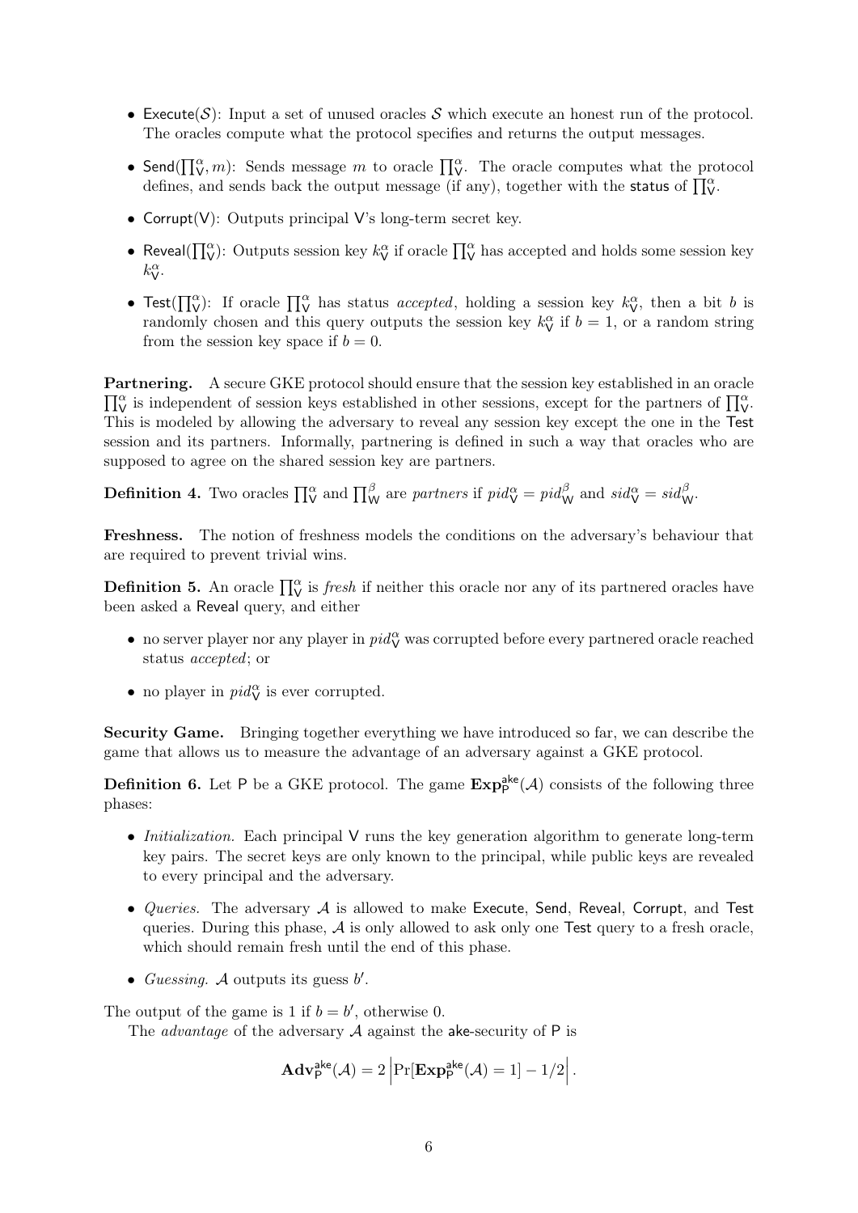- $\mathsf{Execute}(\mathcal{S})$: Input a set of unused oracles $\mathcal{S}$ which execute an honest run of the protocol. The oracles compute what the protocol specifies and returns the output messages.
- $\mathsf{Send}(\prod_{\mathsf{V}}^{\alpha}, m)$: Sends message $m$ to oracle $\prod_{\mathsf{V}}^{\alpha}$. The oracle computes what the protocol defines, and sends back the output message (if any), together with the $\mathsf{status}$ of $\prod_{\mathsf{V}}^{\alpha}$.
- $\mathsf{Corrupt}(\mathsf{V})$: Outputs principal $\mathsf{V}$'s long-term secret key.
- $\mathsf{Reveal}(\prod_{\mathsf{V}}^{\alpha})$: Outputs session key $k_{\mathsf{V}}^{\alpha}$ if oracle $\prod_{\mathsf{V}}^{\alpha}$ has accepted and holds some session key $k_{\mathsf{V}}^{\alpha}$.
- $\mathsf{Test}(\prod_{\mathsf{V}}^{\alpha})$: If oracle $\prod_{\mathsf{V}}^{\alpha}$ has status *accepted*, holding a session key $k_{\mathsf{V}}^{\alpha}$, then a bit $b$ is randomly chosen and this query outputs the session key $k_{\mathsf{V}}^{\alpha}$ if $b = 1$, or a random string from the session key space if $b = 0$.

**Partnering.** A secure GKE protocol should ensure that the session key established in an oracle $\prod_{\mathsf{V}}^{\alpha}$ is independent of session keys established in other sessions, except for the partners of $\prod_{\mathsf{V}}^{\alpha}$. This is modeled by allowing the adversary to reveal any session key except the one in the Test session and its partners. Informally, partnering is defined in such a way that oracles who are supposed to agree on the shared session key are partners.

**Definition 4.** Two oracles $\prod_{\mathsf{V}}^{\alpha}$ and $\prod_{\mathsf{W}}^{\beta}$ are *partners* if $pid_{\mathsf{V}}^{\alpha} = pid_{\mathsf{W}}^{\beta}$ and $sid_{\mathsf{V}}^{\alpha} = sid_{\mathsf{W}}^{\beta}$.

**Freshness.** The notion of freshness models the conditions on the adversary's behaviour that are required to prevent trivial wins.

**Definition 5.** An oracle $\prod_{\mathsf{V}}^{\alpha}$ is *fresh* if neither this oracle nor any of its partnered oracles have been asked a Reveal query, and either

- no server player nor any player in $pid_{\mathsf{V}}^{\alpha}$ was corrupted before every partnered oracle reached status *accepted*; or
- no player in $pid_{\mathsf{V}}^{\alpha}$ is ever corrupted.

**Security Game.** Bringing together everything we have introduced so far, we can describe the game that allows us to measure the advantage of an adversary against a GKE protocol.

**Definition 6.** Let $\mathsf{P}$ be a GKE protocol. The game $\mathbf{Exp}_{\mathsf{P}}^{\mathsf{ake}}(\mathcal{A})$ consists of the following three phases:

- *Initialization.* Each principal $\mathsf{V}$ runs the key generation algorithm to generate long-term key pairs. The secret keys are only known to the principal, while public keys are revealed to every principal and the adversary.
- *Queries.* The adversary $\mathcal{A}$ is allowed to make Execute, Send, Reveal, Corrupt, and Test queries. During this phase, $\mathcal{A}$ is only allowed to ask only one Test query to a fresh oracle, which should remain fresh until the end of this phase.
- *Guessing.* $\mathcal{A}$ outputs its guess $b'$.

The output of the game is 1 if $b = b'$, otherwise 0.

The *advantage* of the adversary $\mathcal{A}$ against the ake-security of $\mathsf{P}$ is

$$\mathbf{Adv}_{\mathsf{P}}^{\mathsf{ake}}(\mathcal{A}) = 2\left|\Pr[\mathbf{Exp}_{\mathsf{P}}^{\mathsf{ake}}(\mathcal{A}) = 1] - 1/2\right|.$$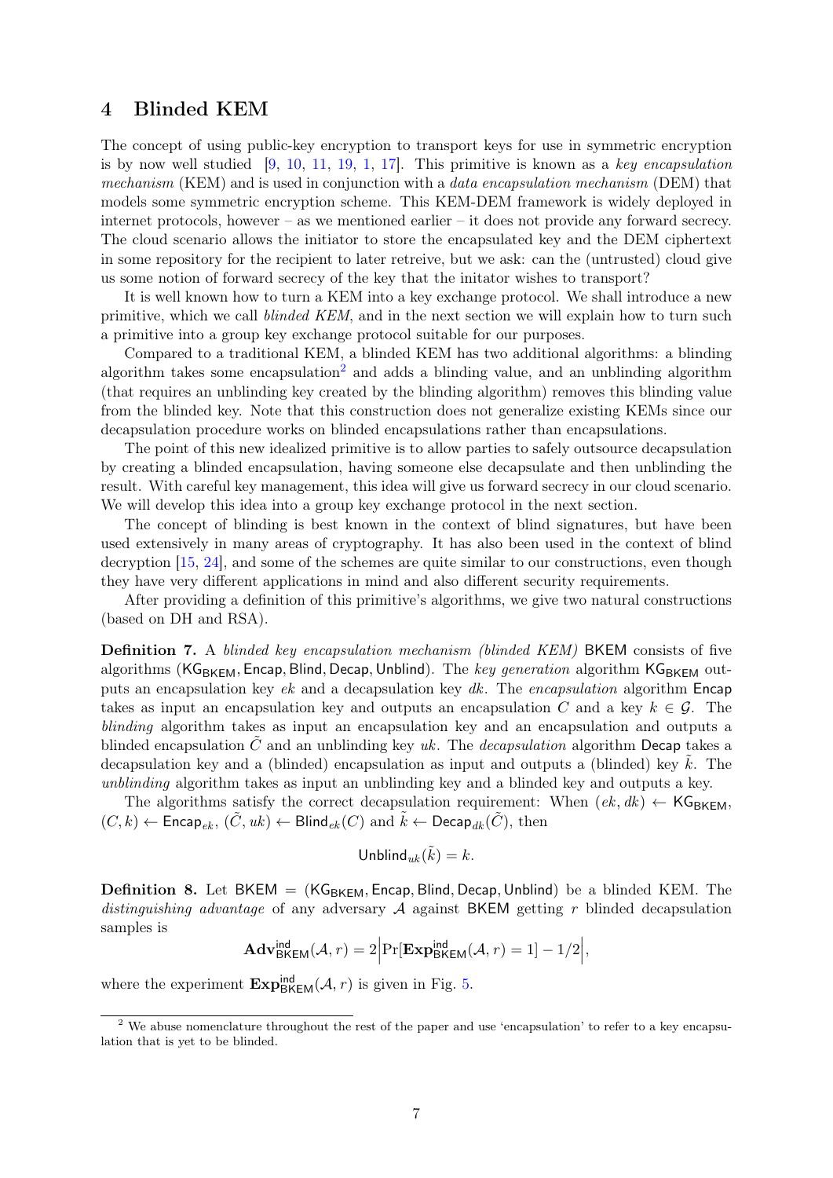# 4 Blinded KEM

The concept of using public-key encryption to transport keys for use in symmetric encryption is by now well studied [9, 10, 11, 19, 1, 17]. This primitive is known as a *key encapsulation mechanism* (KEM) and is used in conjunction with a *data encapsulation mechanism* (DEM) that models some symmetric encryption scheme. This KEM-DEM framework is widely deployed in internet protocols, however – as we mentioned earlier – it does not provide any forward secrecy. The cloud scenario allows the initiator to store the encapsulated key and the DEM ciphertext in some repository for the recipient to later retreive, but we ask: can the (untrusted) cloud give us some notion of forward secrecy of the key that the initator wishes to transport?

It is well known how to turn a KEM into a key exchange protocol. We shall introduce a new primitive, which we call *blinded KEM*, and in the next section we will explain how to turn such a primitive into a group key exchange protocol suitable for our purposes.

Compared to a traditional KEM, a blinded KEM has two additional algorithms: a blinding algorithm takes some encapsulation[2] and adds a blinding value, and an unblinding algorithm (that requires an unblinding key created by the blinding algorithm) removes this blinding value from the blinded key. Note that this construction does not generalize existing KEMs since our decapsulation procedure works on blinded encapsulations rather than encapsulations.

The point of this new idealized primitive is to allow parties to safely outsource decapsulation by creating a blinded encapsulation, having someone else decapsulate and then unblinding the result. With careful key management, this idea will give us forward secrecy in our cloud scenario. We will develop this idea into a group key exchange protocol in the next section.

The concept of blinding is best known in the context of blind signatures, but have been used extensively in many areas of cryptography. It has also been used in the context of blind decryption [15, 24], and some of the schemes are quite similar to our constructions, even though they have very different applications in mind and also different security requirements.

After providing a definition of this primitive's algorithms, we give two natural constructions (based on DH and RSA).

**Definition 7.** A *blinded key encapsulation mechanism (blinded KEM)* $\mathsf{BKEM}$ consists of five algorithms $(\mathsf{KG}_{\mathsf{BKEM}}, \mathsf{Encap}, \mathsf{Blind}, \mathsf{Decap}, \mathsf{Unblind})$. The *key generation* algorithm $\mathsf{KG}_{\mathsf{BKEM}}$ outputs an encapsulation key $ek$ and a decapsulation key $dk$. The *encapsulation* algorithm $\mathsf{Encap}$ takes as input an encapsulation key and outputs an encapsulation $C$ and a key $k \in \mathcal{G}$. The *blinding* algorithm takes as input an encapsulation key and an encapsulation and outputs a blinded encapsulation $\tilde{C}$ and an unblinding key $uk$. The *decapsulation* algorithm $\mathsf{Decap}$ takes a decapsulation key and a (blinded) encapsulation as input and outputs a (blinded) key $\tilde{k}$. The *unblinding* algorithm takes as input an unblinding key and a blinded key and outputs a key.

The algorithms satisfy the correct decapsulation requirement: When $(ek, dk) \leftarrow \mathsf{KG}_{\mathsf{BKEM}}$, $(C, k) \leftarrow \mathsf{Encap}_{ek}$, $(\tilde{C}, uk) \leftarrow \mathsf{Blind}_{ek}(C)$ and $\tilde{k} \leftarrow \mathsf{Decap}_{dk}(\tilde{C})$, then

$$\mathsf{Unblind}_{uk}(\tilde{k}) = k.$$

**Definition 8.** Let $\mathsf{BKEM} = (\mathsf{KG}_{\mathsf{BKEM}}, \mathsf{Encap}, \mathsf{Blind}, \mathsf{Decap}, \mathsf{Unblind})$ be a blinded KEM. The *distinguishing advantage* of any adversary $\mathcal{A}$ against $\mathsf{BKEM}$ getting $r$ blinded decapsulation samples is

$$\mathbf{Adv}^{\mathsf{ind}}_{\mathsf{BKEM}}(\mathcal{A}, r) = 2\Big|\Pr[\mathbf{Exp}^{\mathsf{ind}}_{\mathsf{BKEM}}(\mathcal{A}, r) = 1] - 1/2\Big|,$$

where the experiment $\mathbf{Exp}^{\mathsf{ind}}_{\mathsf{BKEM}}(\mathcal{A}, r)$ is given in Fig. 5.

[2] We abuse nomenclature throughout the rest of the paper and use 'encapsulation' to refer to a key encapsulation that is yet to be blinded.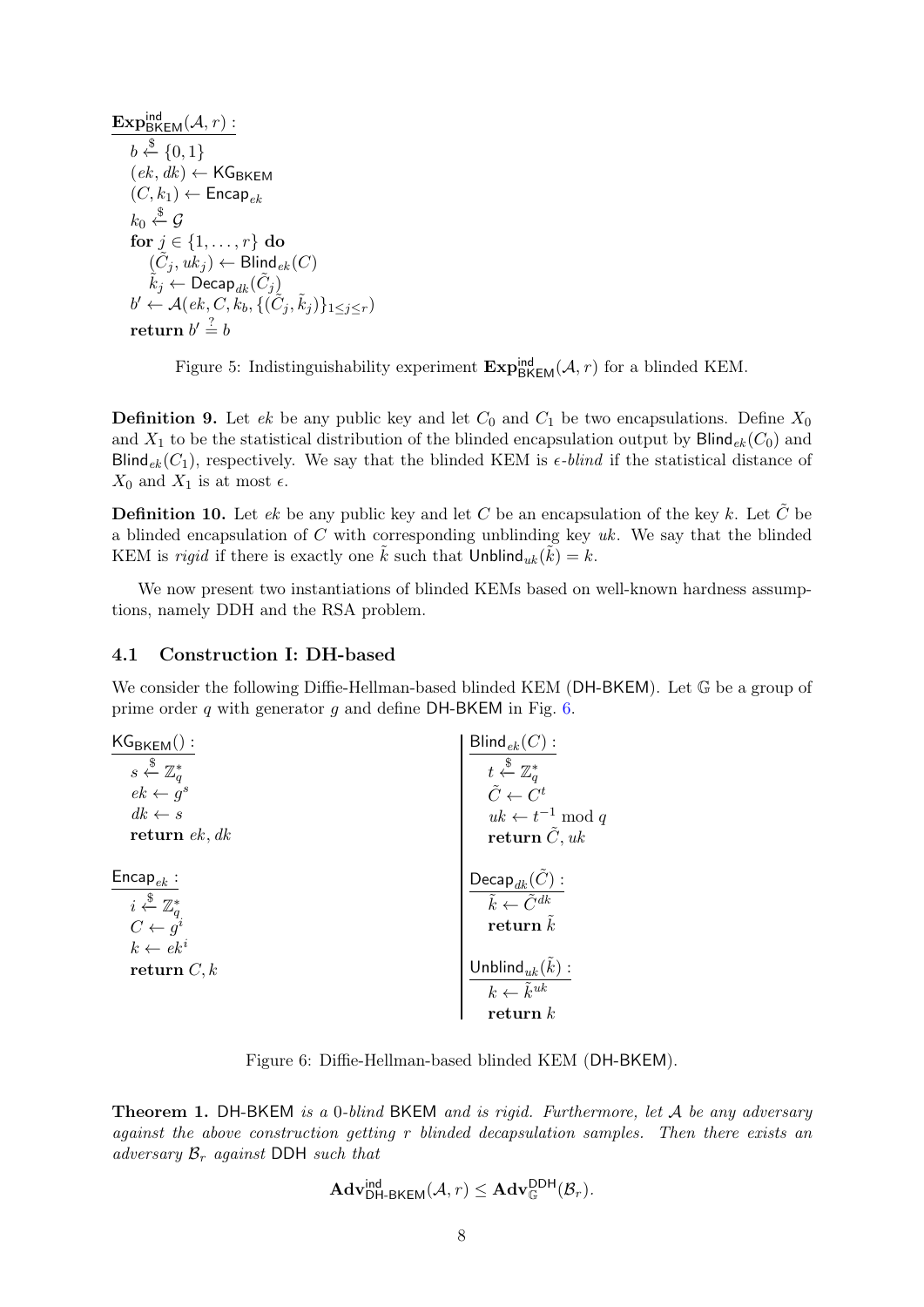$\mathbf{Exp}^{\mathsf{ind}}_{\mathsf{BKEM}}(\mathcal{A}, r)$ :

$$
\begin{aligned}
& b \xleftarrow{\$} \{0,1\} \\
& (ek, dk) \leftarrow \mathsf{KG}_{\mathsf{BKEM}} \\
& (C, k_1) \leftarrow \mathsf{Encap}_{ek} \\
& k_0 \xleftarrow{\$} \mathcal{G} \\
& \textbf{for } j \in \{1, \ldots, r\} \textbf{ do} \\
& \quad (\tilde{C}_j, uk_j) \leftarrow \mathsf{Blind}_{ek}(C) \\
& \quad \tilde{k}_j \leftarrow \mathsf{Decap}_{dk}(\tilde{C}_j) \\
& b' \leftarrow \mathcal{A}(ek, C, k_b, \{(\tilde{C}_j, \tilde{k}_j)\}_{1 \leq j \leq r}) \\
& \textbf{return } b' \stackrel{?}{=} b
\end{aligned}
$$

Figure 5: Indistinguishability experiment $\mathbf{Exp}^{\mathsf{ind}}_{\mathsf{BKEM}}(\mathcal{A}, r)$ for a blinded KEM.

**Definition 9.** Let $ek$ be any public key and let $C_0$ and $C_1$ be two encapsulations. Define $X_0$ and $X_1$ to be the statistical distribution of the blinded encapsulation output by $\mathsf{Blind}_{ek}(C_0)$ and $\mathsf{Blind}_{ek}(C_1)$, respectively. We say that the blinded KEM is *$\epsilon$-blind* if the statistical distance of $X_0$ and $X_1$ is at most $\epsilon$.

**Definition 10.** Let $ek$ be any public key and let $C$ be an encapsulation of the key $k$. Let $\tilde{C}$ be a blinded encapsulation of $C$ with corresponding unblinding key $uk$. We say that the blinded KEM is *rigid* if there is exactly one $\tilde{k}$ such that $\mathsf{Unblind}_{uk}(\tilde{k}) = k$.

We now present two instantiations of blinded KEMs based on well-known hardness assumptions, namely DDH and the RSA problem.

### 4.1 Construction I: DH-based

We consider the following Diffie-Hellman-based blinded KEM (DH-BKEM). Let $\mathbb{G}$ be a group of prime order $q$ with generator $g$ and define DH-BKEM in Fig. 6.

$\mathsf{KG}_{\mathsf{BKEM}}()$ :

$$
\begin{aligned}
& s \xleftarrow{\$} \mathbb{Z}_q^* \\
& ek \leftarrow g^s \\
& dk \leftarrow s \\
& \textbf{return } ek, dk
\end{aligned}
$$

$\mathsf{Encap}_{ek}$ :

$$
\begin{aligned}
& i \xleftarrow{\$} \mathbb{Z}_q^* \\
& C \leftarrow g^i \\
& k \leftarrow ek^i \\
& \textbf{return } C, k
\end{aligned}
$$

$\mathsf{Blind}_{ek}(C)$ :

$$
\begin{aligned}
& t \xleftarrow{\$} \mathbb{Z}_q^* \\
& \tilde{C} \leftarrow C^t \\
& uk \leftarrow t^{-1} \bmod q \\
& \textbf{return } \tilde{C}, uk
\end{aligned}
$$

$\mathsf{Decap}_{dk}(\tilde{C})$ :

$$
\begin{aligned}
& \tilde{k} \leftarrow \tilde{C}^{dk} \\
& \textbf{return } \tilde{k}
\end{aligned}
$$

$\mathsf{Unblind}_{uk}(\tilde{k})$ :

$$
\begin{aligned}
& k \leftarrow \tilde{k}^{uk} \\
& \textbf{return } k
\end{aligned}
$$

Figure 6: Diffie-Hellman-based blinded KEM (DH-BKEM).

**Theorem 1.** *DH-BKEM is a 0-blind BKEM and is rigid. Furthermore, let $\mathcal{A}$ be any adversary against the above construction getting $r$ blinded decapsulation samples. Then there exists an adversary $\mathcal{B}_r$ against DDH such that*

$$
\mathbf{Adv}^{\mathsf{ind}}_{\mathsf{DH\text{-}BKEM}}(\mathcal{A}, r) \leq \mathbf{Adv}^{\mathsf{DDH}}_{\mathbb{G}}(\mathcal{B}_r).
$$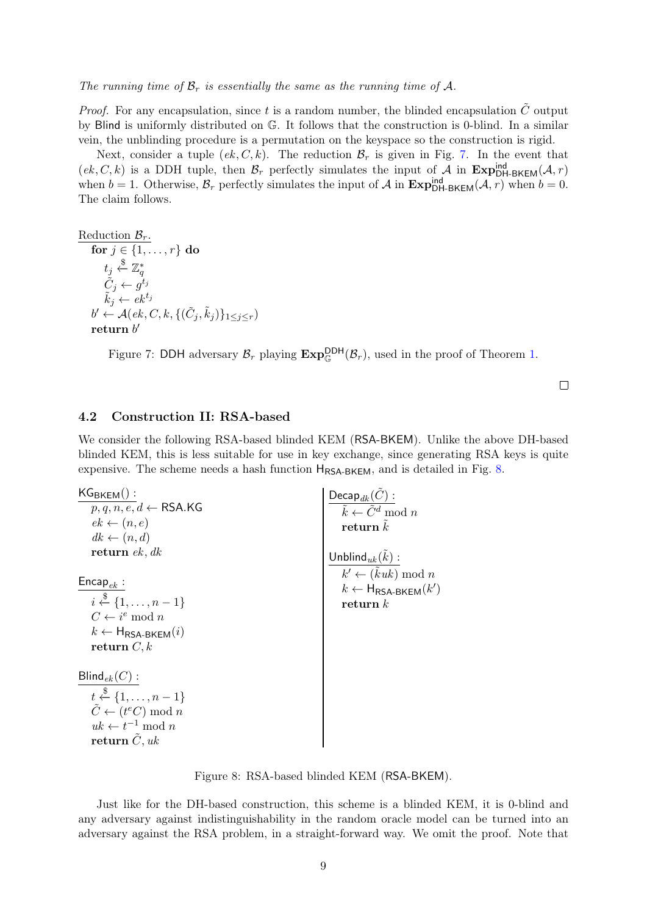*The running time of $\mathcal{B}_r$ is essentially the same as the running time of $\mathcal{A}$.*

*Proof.* For any encapsulation, since $t$ is a random number, the blinded encapsulation $\tilde{C}$ output by $\mathsf{Blind}$ is uniformly distributed on $\mathbb{G}$. It follows that the construction is 0-blind. In a similar vein, the unblinding procedure is a permutation on the keyspace so the construction is rigid.

Next, consider a tuple $(ek, C, k)$. The reduction $\mathcal{B}_r$ is given in Fig. 7. In the event that $(ek, C, k)$ is a DDH tuple, then $\mathcal{B}_r$ perfectly simulates the input of $\mathcal{A}$ in $\mathbf{Exp}^{\mathsf{ind}}_{\mathsf{DH\text{-}BKEM}}(\mathcal{A}, r)$ when $b = 1$. Otherwise, $\mathcal{B}_r$ perfectly simulates the input of $\mathcal{A}$ in $\mathbf{Exp}^{\mathsf{ind}}_{\mathsf{DH\text{-}BKEM}}(\mathcal{A}, r)$ when $b = 0$. The claim follows.

```
Reduction B_r.
  for j ∈ {1, ..., r} do
    t_j ←$ Z_q^*
    C̃_j ← g^{t_j}
    k̃_j ← ek^{t_j}
  b' ← A(ek, C, k, {(C̃_j, k̃_j)}_{1≤j≤r})
  return b'
```

Figure 7: DDH adversary $\mathcal{B}_r$ playing $\mathbf{Exp}^{\mathsf{DDH}}_{\mathbb{G}}(\mathcal{B}_r)$, used in the proof of Theorem 1.

□

### 4.2 Construction II: RSA-based

We consider the following RSA-based blinded KEM (RSA-BKEM). Unlike the above DH-based blinded KEM, this is less suitable for use in key exchange, since generating RSA keys is quite expensive. The scheme needs a hash function $\mathsf{H}_{\mathsf{RSA\text{-}BKEM}}$, and is detailed in Fig. 8.

```
KG_BKEM() :
  p, q, n, e, d ← RSA.KG
  ek ← (n, e)
  dk ← (n, d)
  return ek, dk

Encap_ek :
  i ←$ {1, ..., n − 1}
  C ← i^e mod n
  k ← H_RSA-BKEM(i)
  return C, k

Blind_ek(C) :
  t ←$ {1, ..., n − 1}
  C̃ ← (t^e C) mod n
  uk ← t^{−1} mod n
  return C̃, uk

Decap_dk(C̃) :
  k̃ ← C̃^d mod n
  return k̃

Unblind_uk(k̃) :
  k' ← (k̃ uk) mod n
  k ← H_RSA-BKEM(k')
  return k
```

Figure 8: RSA-based blinded KEM (RSA-BKEM).

Just like for the DH-based construction, this scheme is a blinded KEM, it is 0-blind and any adversary against indistinguishability in the random oracle model can be turned into an adversary against the RSA problem, in a straight-forward way. We omit the proof. Note that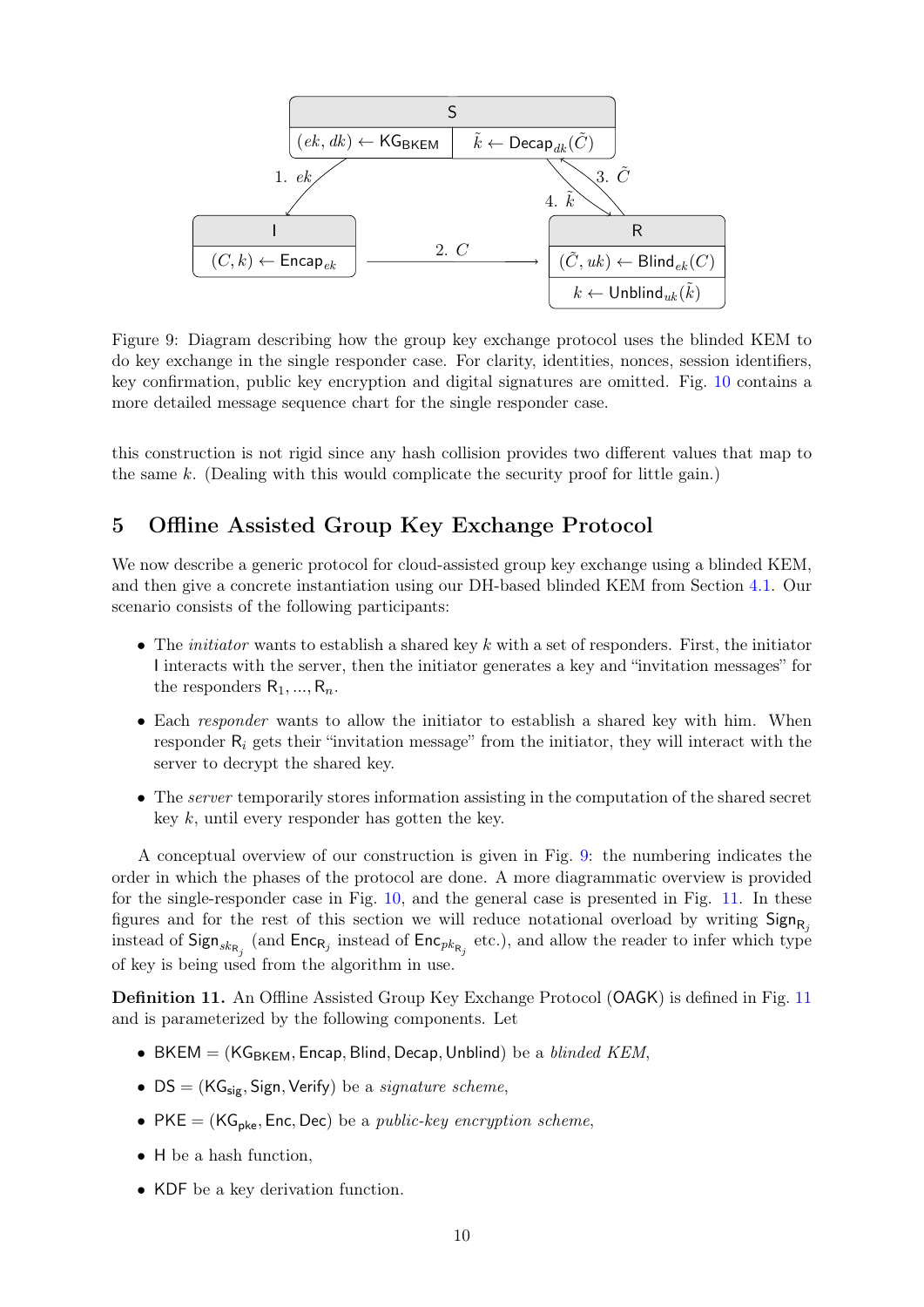Figure 9: Diagram describing how the group key exchange protocol uses the blinded KEM to do key exchange in the single responder case. For clarity, identities, nonces, session identifiers, key confirmation, public key encryption and digital signatures are omitted. Fig. 10 contains a more detailed message sequence chart for the single responder case.

this construction is not rigid since any hash collision provides two different values that map to the same $k$. (Dealing with this would complicate the security proof for little gain.)

## 5 Offline Assisted Group Key Exchange Protocol

We now describe a generic protocol for cloud-assisted group key exchange using a blinded KEM, and then give a concrete instantiation using our DH-based blinded KEM from Section 4.1. Our scenario consists of the following participants:

- The *initiator* wants to establish a shared key $k$ with a set of responders. First, the initiator $\mathsf{I}$ interacts with the server, then the initiator generates a key and "invitation messages" for the responders $\mathsf{R}_1, ..., \mathsf{R}_n$.
- Each *responder* wants to allow the initiator to establish a shared key with him. When responder $\mathsf{R}_i$ gets their "invitation message" from the initiator, they will interact with the server to decrypt the shared key.
- The *server* temporarily stores information assisting in the computation of the shared secret key $k$, until every responder has gotten the key.

A conceptual overview of our construction is given in Fig. 9: the numbering indicates the order in which the phases of the protocol are done. A more diagrammatic overview is provided for the single-responder case in Fig. 10, and the general case is presented in Fig. 11. In these figures and for the rest of this section we will reduce notational overload by writing $\mathsf{Sign}_{\mathsf{R}_j}$ instead of $\mathsf{Sign}_{sk_{\mathsf{R}_j}}$ (and $\mathsf{Enc}_{\mathsf{R}_j}$ instead of $\mathsf{Enc}_{pk_{\mathsf{R}_j}}$ etc.), and allow the reader to infer which type of key is being used from the algorithm in use.

**Definition 11.** An Offline Assisted Group Key Exchange Protocol (OAGK) is defined in Fig. 11 and is parameterized by the following components. Let

- $\mathsf{BKEM} = (\mathsf{KG}_{\mathsf{BKEM}}, \mathsf{Encap}, \mathsf{Blind}, \mathsf{Decap}, \mathsf{Unblind})$ be a *blinded KEM*,
- $\mathsf{DS} = (\mathsf{KG}_{\mathsf{sig}}, \mathsf{Sign}, \mathsf{Verify})$ be a *signature scheme*,
- $\mathsf{PKE} = (\mathsf{KG}_{\mathsf{pke}}, \mathsf{Enc}, \mathsf{Dec})$ be a *public-key encryption scheme*,
- $\mathsf{H}$ be a hash function,
- $\mathsf{KDF}$ be a key derivation function.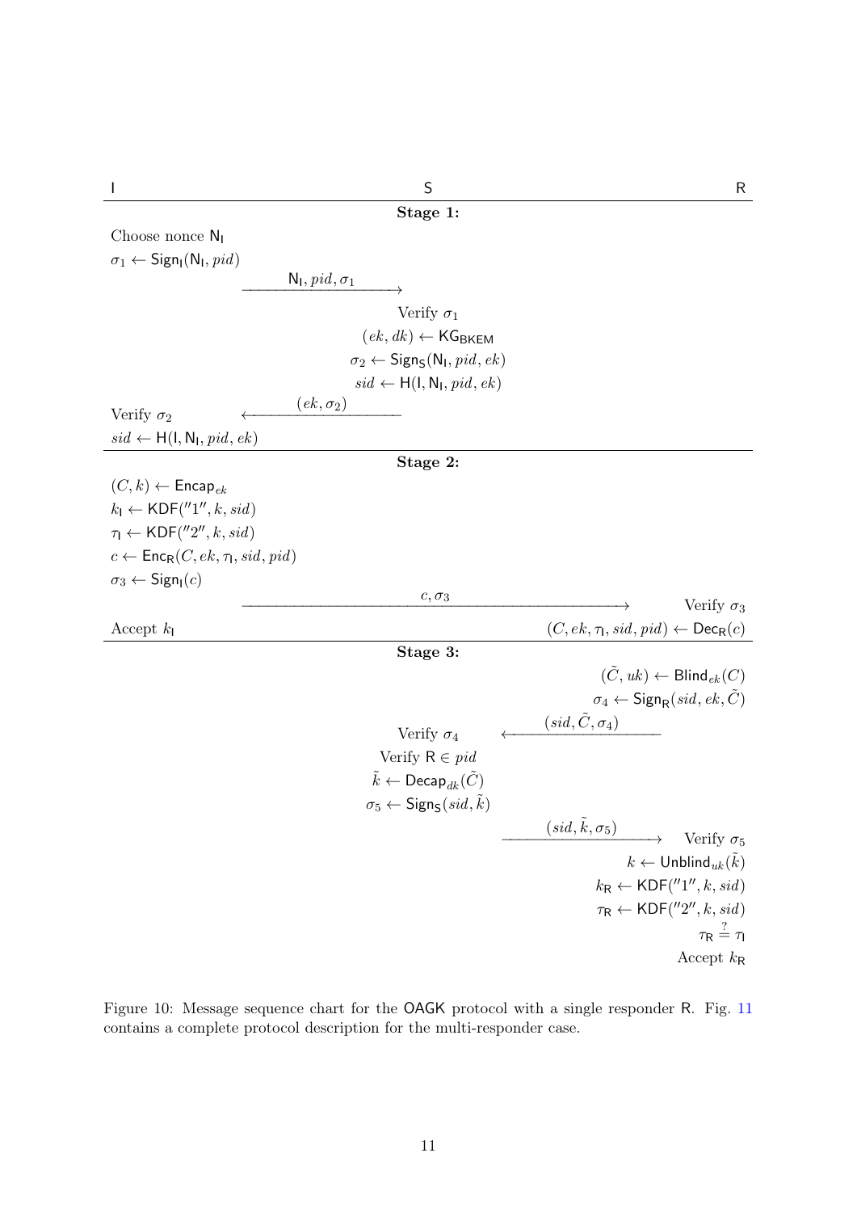| I | S | R |
|---|---|---|
| | **Stage 1:** | |
| Choose nonce $\mathsf{N_I}$ | | |
| $\sigma_1 \leftarrow \mathsf{Sign_I}(\mathsf{N_I}, pid)$ | | |
| $\xrightarrow{\mathsf{N_I}, pid, \sigma_1}$ | | |
| | Verify $\sigma_1$ | |
| | $(ek, dk) \leftarrow \mathsf{KG_{BKEM}}$ | |
| | $\sigma_2 \leftarrow \mathsf{Sign_S}(\mathsf{N_I}, pid, ek)$ | |
| | $sid \leftarrow \mathsf{H}(\mathsf{I}, \mathsf{N_I}, pid, ek)$ | |
| Verify $\sigma_2$ | $\xleftarrow{(ek, \sigma_2)}$ | |
| $sid \leftarrow \mathsf{H}(\mathsf{I}, \mathsf{N_I}, pid, ek)$ | | |
| | **Stage 2:** | |
| $(C, k) \leftarrow \mathsf{Encap}_{ek}$ | | |
| $k_\mathsf{I} \leftarrow \mathsf{KDF}(''1'', k, sid)$ | | |
| $\tau_\mathsf{I} \leftarrow \mathsf{KDF}(''2'', k, sid)$ | | |
| $c \leftarrow \mathsf{Enc_R}(C, ek, \tau_\mathsf{I}, sid, pid)$ | | |
| $\sigma_3 \leftarrow \mathsf{Sign_I}(c)$ | | |
| | $\xrightarrow{c, \sigma_3}$ | Verify $\sigma_3$ |
| Accept $k_\mathsf{I}$ | | $(C, ek, \tau_\mathsf{I}, sid, pid) \leftarrow \mathsf{Dec_R}(c)$ |
| | **Stage 3:** | |
| | | $(\tilde{C}, uk) \leftarrow \mathsf{Blind}_{ek}(C)$ |
| | | $\sigma_4 \leftarrow \mathsf{Sign_R}(sid, ek, \tilde{C})$ |
| | Verify $\sigma_4$ | $\xleftarrow{(sid, \tilde{C}, \sigma_4)}$ |
| | Verify $\mathsf{R} \in pid$ | |
| | $\tilde{k} \leftarrow \mathsf{Decap}_{dk}(\tilde{C})$ | |
| | $\sigma_5 \leftarrow \mathsf{Sign_S}(sid, \tilde{k})$ | |
| | | $\xrightarrow{(sid, \tilde{k}, \sigma_5)}$ Verify $\sigma_5$ |
| | | $k \leftarrow \mathsf{Unblind}_{uk}(\tilde{k})$ |
| | | $k_\mathsf{R} \leftarrow \mathsf{KDF}(''1'', k, sid)$ |
| | | $\tau_\mathsf{R} \leftarrow \mathsf{KDF}(''2'', k, sid)$ |
| | | $\tau_\mathsf{R} \stackrel{?}{=} \tau_\mathsf{I}$ |
| | | Accept $k_\mathsf{R}$ |

Figure 10: Message sequence chart for the OAGK protocol with a single responder R. Fig. 11 contains a complete protocol description for the multi-responder case.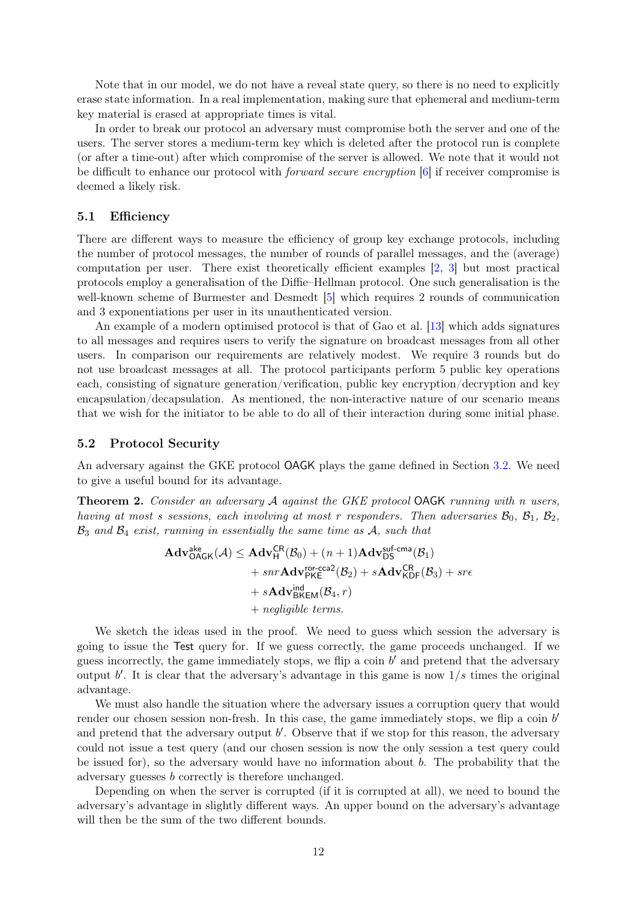Note that in our model, we do not have a reveal state query, so there is no need to explicitly erase state information. In a real implementation, making sure that ephemeral and medium-term key material is erased at appropriate times is vital.

In order to break our protocol an adversary must compromise both the server and one of the users. The server stores a medium-term key which is deleted after the protocol run is complete (or after a time-out) after which compromise of the server is allowed. We note that it would not be difficult to enhance our protocol with *forward secure encryption* [6] if receiver compromise is deemed a likely risk.

### 5.1 Efficiency

There are different ways to measure the efficiency of group key exchange protocols, including the number of protocol messages, the number of rounds of parallel messages, and the (average) computation per user. There exist theoretically efficient examples [2, 3] but most practical protocols employ a generalisation of the Diffie–Hellman protocol. One such generalisation is the well-known scheme of Burmester and Desmedt [5] which requires 2 rounds of communication and 3 exponentiations per user in its unauthenticated version.

An example of a modern optimised protocol is that of Gao et al. [13] which adds signatures to all messages and requires users to verify the signature on broadcast messages from all other users. In comparison our requirements are relatively modest. We require 3 rounds but do not use broadcast messages at all. The protocol participants perform 5 public key operations each, consisting of signature generation/verification, public key encryption/decryption and key encapsulation/decapsulation. As mentioned, the non-interactive nature of our scenario means that we wish for the initiator to be able to do all of their interaction during some initial phase.

### 5.2 Protocol Security

An adversary against the GKE protocol $\mathsf{OAGK}$ plays the game defined in Section 3.2. We need to give a useful bound for its advantage.

**Theorem 2.** *Consider an adversary $\mathcal{A}$ against the GKE protocol $\mathsf{OAGK}$ running with $n$ users, having at most $s$ sessions, each involving at most $r$ responders. Then adversaries $\mathcal{B}_0$, $\mathcal{B}_1$, $\mathcal{B}_2$, $\mathcal{B}_3$ and $\mathcal{B}_4$ exist, running in essentially the same time as $\mathcal{A}$, such that*

$$\begin{aligned}\mathbf{Adv}^{\mathsf{ake}}_{\mathsf{OAGK}}(\mathcal{A}) \leq\ & \mathbf{Adv}^{\mathsf{CR}}_{\mathsf{H}}(\mathcal{B}_0) + (n+1)\mathbf{Adv}^{\mathsf{suf\text{-}cma}}_{\mathsf{DS}}(\mathcal{B}_1) \\ & + snr\mathbf{Adv}^{\mathsf{ror\text{-}cca2}}_{\mathsf{PKE}}(\mathcal{B}_2) + s\mathbf{Adv}^{\mathsf{CR}}_{\mathsf{KDF}}(\mathcal{B}_3) + sr\epsilon \\ & + s\mathbf{Adv}^{\mathsf{ind}}_{\mathsf{BKEM}}(\mathcal{B}_4, r) \\ & + \textit{negligible terms.}\end{aligned}$$

We sketch the ideas used in the proof. We need to guess which session the adversary is going to issue the $\mathsf{Test}$ query for. If we guess correctly, the game proceeds unchanged. If we guess incorrectly, the game immediately stops, we flip a coin $b'$ and pretend that the adversary output $b'$. It is clear that the adversary's advantage in this game is now $1/s$ times the original advantage.

We must also handle the situation where the adversary issues a corruption query that would render our chosen session non-fresh. In this case, the game immediately stops, we flip a coin $b'$ and pretend that the adversary output $b'$. Observe that if we stop for this reason, the adversary could not issue a test query (and our chosen session is now the only session a test query could be issued for), so the adversary would have no information about $b$. The probability that the adversary guesses $b$ correctly is therefore unchanged.

Depending on when the server is corrupted (if it is corrupted at all), we need to bound the adversary's advantage in slightly different ways. An upper bound on the adversary's advantage will then be the sum of the two different bounds.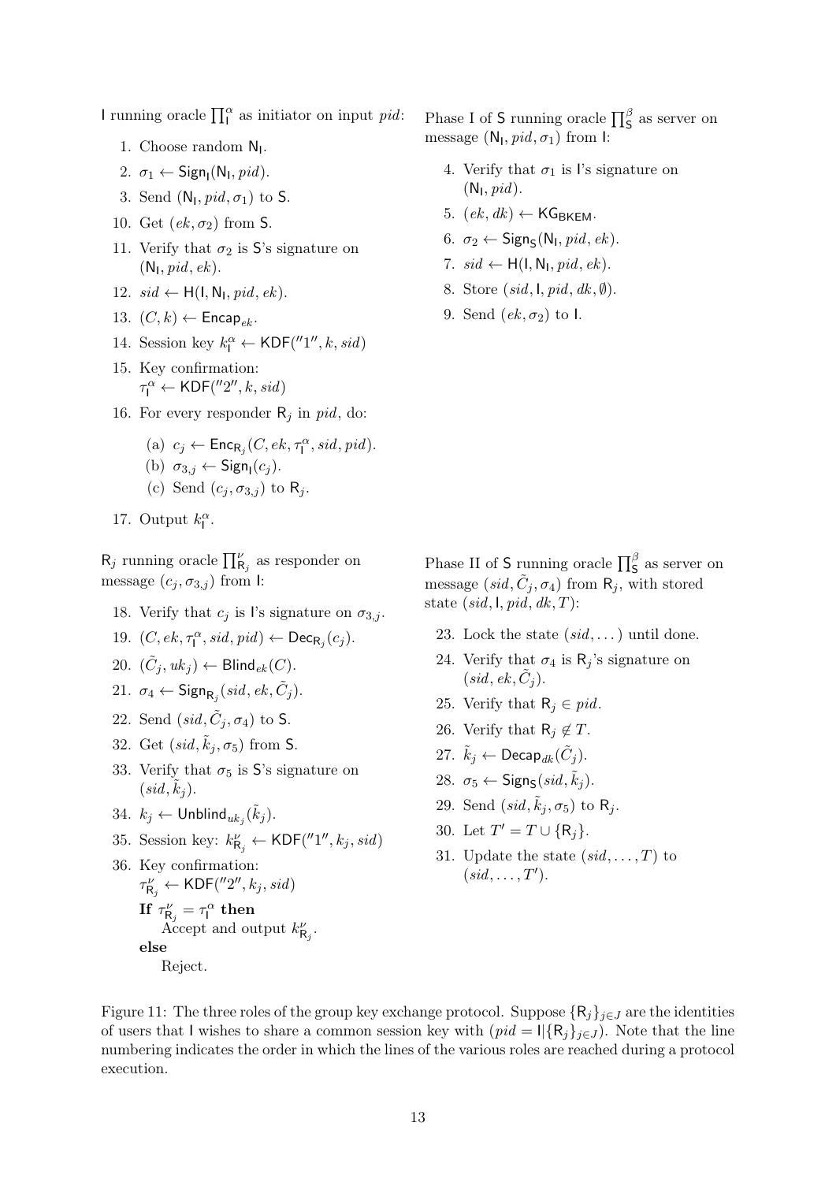I running oracle $\prod_{\mathsf{I}}^{\alpha}$ as initiator on input $pid$:

1. Choose random $\mathsf{N_I}$.
2. $\sigma_1 \leftarrow \mathsf{Sign_I}(\mathsf{N_I}, pid)$.
3. Send $(\mathsf{N_I}, pid, \sigma_1)$ to S.

Phase I of S running oracle $\prod_{\mathsf{S}}^{\beta}$ as server on message $(\mathsf{N_I}, pid, \sigma_1)$ from I:

4. Verify that $\sigma_1$ is I's signature on $(\mathsf{N_I}, pid)$.
5. $(ek, dk) \leftarrow \mathsf{KG_{BKEM}}$.
6. $\sigma_2 \leftarrow \mathsf{Sign_S}(\mathsf{N_I}, pid, ek)$.
7. $sid \leftarrow \mathsf{H}(\mathsf{I}, \mathsf{N_I}, pid, ek)$.
8. Store $(sid, \mathsf{I}, pid, dk, \emptyset)$.
9. Send $(ek, \sigma_2)$ to I.

(I, continued)

10. Get $(ek, \sigma_2)$ from S.
11. Verify that $\sigma_2$ is S's signature on $(\mathsf{N_I}, pid, ek)$.
12. $sid \leftarrow \mathsf{H}(\mathsf{I}, \mathsf{N_I}, pid, ek)$.
13. $(C, k) \leftarrow \mathsf{Encap}_{ek}$.
14. Session key $k_{\mathsf{I}}^{\alpha} \leftarrow \mathsf{KDF}(''1'', k, sid)$
15. Key confirmation: $\tau_{\mathsf{I}}^{\alpha} \leftarrow \mathsf{KDF}(''2'', k, sid)$
16. For every responder $\mathsf{R}_j$ in $pid$, do:
    (a) $c_j \leftarrow \mathsf{Enc}_{\mathsf{R}_j}(C, ek, \tau_{\mathsf{I}}^{\alpha}, sid, pid)$.
    (b) $\sigma_{3,j} \leftarrow \mathsf{Sign_I}(c_j)$.
    (c) Send $(c_j, \sigma_{3,j})$ to $\mathsf{R}_j$.
17. Output $k_{\mathsf{I}}^{\alpha}$.

$\mathsf{R}_j$ running oracle $\prod_{\mathsf{R}_j}^{\nu}$ as responder on message $(c_j, \sigma_{3,j})$ from I:

18. Verify that $c_j$ is I's signature on $\sigma_{3,j}$.
19. $(C, ek, \tau_{\mathsf{I}}^{\alpha}, sid, pid) \leftarrow \mathsf{Dec}_{\mathsf{R}_j}(c_j)$.
20. $(\tilde{C}_j, uk_j) \leftarrow \mathsf{Blind}_{ek}(C)$.
21. $\sigma_4 \leftarrow \mathsf{Sign}_{\mathsf{R}_j}(sid, ek, \tilde{C}_j)$.
22. Send $(sid, \tilde{C}_j, \sigma_4)$ to S.

Phase II of S running oracle $\prod_{\mathsf{S}}^{\beta}$ as server on message $(sid, \tilde{C}_j, \sigma_4)$ from $\mathsf{R}_j$, with stored state $(sid, \mathsf{I}, pid, dk, T)$:

23. Lock the state $(sid, \dots)$ until done.
24. Verify that $\sigma_4$ is $\mathsf{R}_j$'s signature on $(sid, ek, \tilde{C}_j)$.
25. Verify that $\mathsf{R}_j \in pid$.
26. Verify that $\mathsf{R}_j \notin T$.
27. $\tilde{k}_j \leftarrow \mathsf{Decap}_{dk}(\tilde{C}_j)$.
28. $\sigma_5 \leftarrow \mathsf{Sign_S}(sid, \tilde{k}_j)$.
29. Send $(sid, \tilde{k}_j, \sigma_5)$ to $\mathsf{R}_j$.
30. Let $T' = T \cup \{\mathsf{R}_j\}$.
31. Update the state $(sid, \dots, T)$ to $(sid, \dots, T')$.

($\mathsf{R}_j$, continued)

32. Get $(sid, \tilde{k}_j, \sigma_5)$ from S.
33. Verify that $\sigma_5$ is S's signature on $(sid, \tilde{k}_j)$.
34. $k_j \leftarrow \mathsf{Unblind}_{uk_j}(\tilde{k}_j)$.
35. Session key: $k_{\mathsf{R}_j}^{\nu} \leftarrow \mathsf{KDF}(''1'', k_j, sid)$
36. Key confirmation: $\tau_{\mathsf{R}_j}^{\nu} \leftarrow \mathsf{KDF}(''2'', k_j, sid)$
    **If** $\tau_{\mathsf{R}_j}^{\nu} = \tau_{\mathsf{I}}^{\alpha}$ **then**
    Accept and output $k_{\mathsf{R}_j}^{\nu}$.
    **else**
    Reject.

Figure 11: The three roles of the group key exchange protocol. Suppose $\{\mathsf{R}_j\}_{j \in J}$ are the identities of users that I wishes to share a common session key with ($pid = \mathsf{I} | \{\mathsf{R}_j\}_{j \in J}$). Note that the line numbering indicates the order in which the lines of the various roles are reached during a protocol execution.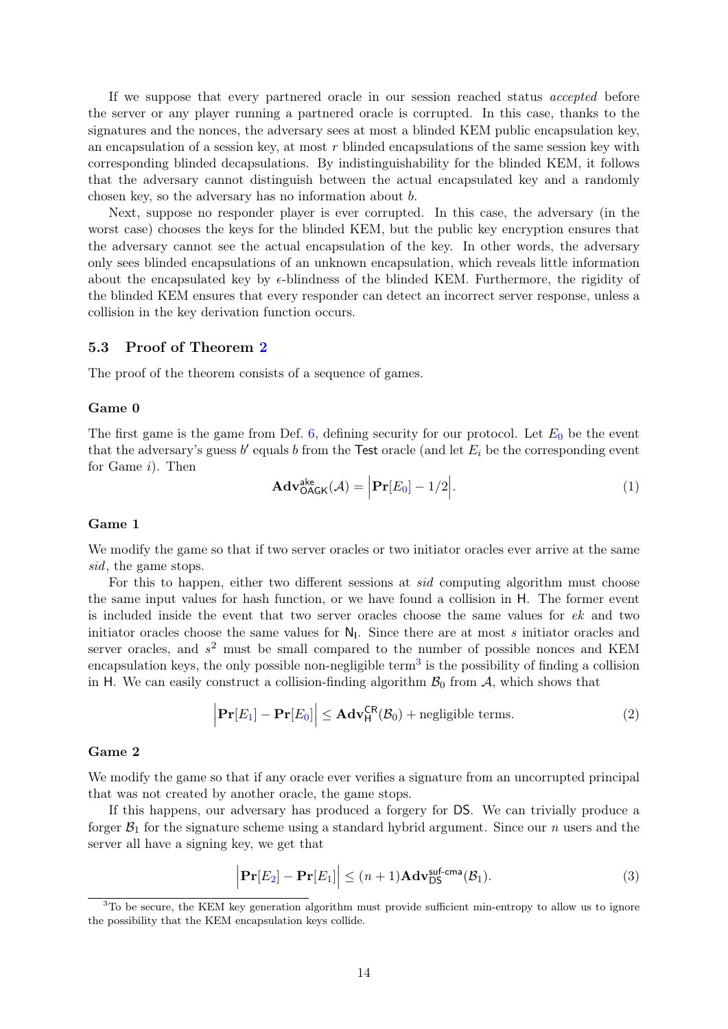If we suppose that every partnered oracle in our session reached status *accepted* before the server or any player running a partnered oracle is corrupted. In this case, thanks to the signatures and the nonces, the adversary sees at most a blinded KEM public encapsulation key, an encapsulation of a session key, at most $r$ blinded encapsulations of the same session key with corresponding blinded decapsulations. By indistinguishability for the blinded KEM, it follows that the adversary cannot distinguish between the actual encapsulated key and a randomly chosen key, so the adversary has no information about $b$.

Next, suppose no responder player is ever corrupted. In this case, the adversary (in the worst case) chooses the keys for the blinded KEM, but the public key encryption ensures that the adversary cannot see the actual encapsulation of the key. In other words, the adversary only sees blinded encapsulations of an unknown encapsulation, which reveals little information about the encapsulated key by $\epsilon$-blindness of the blinded KEM. Furthermore, the rigidity of the blinded KEM ensures that every responder can detect an incorrect server response, unless a collision in the key derivation function occurs.

### 5.3 Proof of Theorem 2

The proof of the theorem consists of a sequence of games.

#### Game 0

The first game is the game from Def. 6, defining security for our protocol. Let $E_0$ be the event that the adversary's guess $b'$ equals $b$ from the $\mathsf{Test}$ oracle (and let $E_i$ be the corresponding event for Game $i$). Then

$$\mathbf{Adv}^{\mathsf{ake}}_{\mathsf{OAGK}}(\mathcal{A}) = \Big|\mathbf{Pr}[E_0] - 1/2\Big|. \tag{1}$$

#### Game 1

We modify the game so that if two server oracles or two initiator oracles ever arrive at the same *sid*, the game stops.

For this to happen, either two different sessions at *sid* computing algorithm must choose the same input values for hash function, or we have found a collision in $\mathsf{H}$. The former event is included inside the event that two server oracles choose the same values for $ek$ and two initiator oracles choose the same values for $\mathsf{N_I}$. Since there are at most $s$ initiator oracles and server oracles, and $s^2$ must be small compared to the number of possible nonces and KEM encapsulation keys, the only possible non-negligible term[3] is the possibility of finding a collision in $\mathsf{H}$. We can easily construct a collision-finding algorithm $\mathcal{B}_0$ from $\mathcal{A}$, which shows that

$$\Big|\mathbf{Pr}[E_1] - \mathbf{Pr}[E_0]\Big| \leq \mathbf{Adv}^{\mathsf{CR}}_{\mathsf{H}}(\mathcal{B}_0) + \text{negligible terms}. \tag{2}$$

#### Game 2

We modify the game so that if any oracle ever verifies a signature from an uncorrupted principal that was not created by another oracle, the game stops.

If this happens, our adversary has produced a forgery for $\mathsf{DS}$. We can trivially produce a forger $\mathcal{B}_1$ for the signature scheme using a standard hybrid argument. Since our $n$ users and the server all have a signing key, we get that

$$\Big|\mathbf{Pr}[E_2] - \mathbf{Pr}[E_1]\Big| \leq (n+1)\mathbf{Adv}^{\mathsf{suf\text{-}cma}}_{\mathsf{DS}}(\mathcal{B}_1). \tag{3}$$

[3] To be secure, the KEM key generation algorithm must provide sufficient min-entropy to allow us to ignore the possibility that the KEM encapsulation keys collide.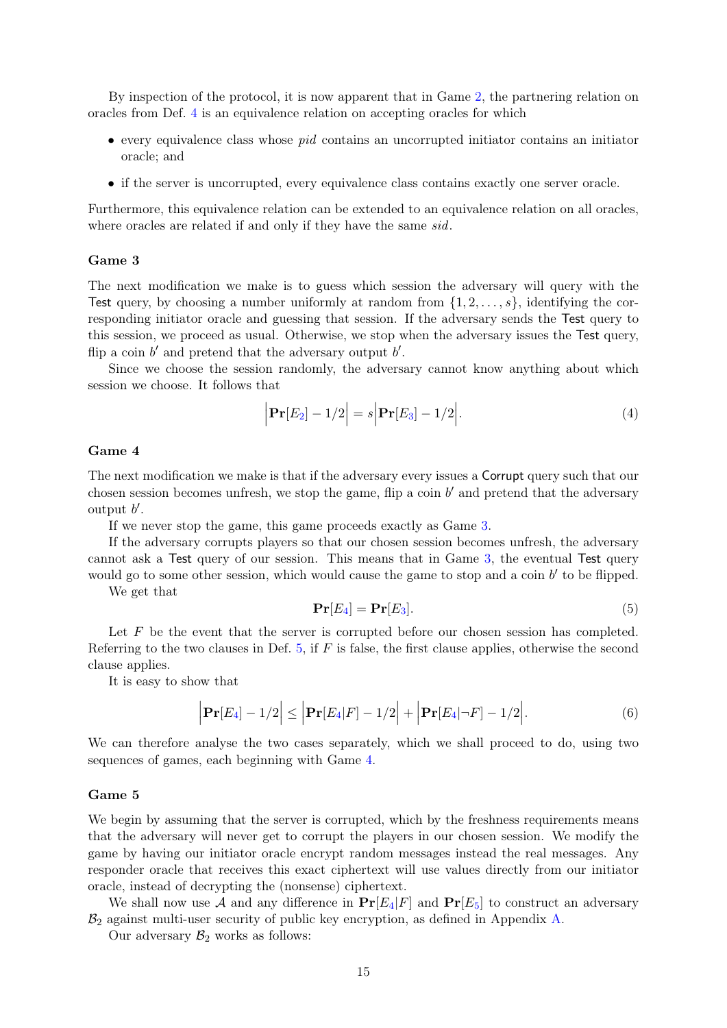By inspection of the protocol, it is now apparent that in Game 2, the partnering relation on oracles from Def. 4 is an equivalence relation on accepting oracles for which

- every equivalence class whose *pid* contains an uncorrupted initiator contains an initiator oracle; and
- if the server is uncorrupted, every equivalence class contains exactly one server oracle.

Furthermore, this equivalence relation can be extended to an equivalence relation on all oracles, where oracles are related if and only if they have the same *sid*.

### Game 3

The next modification we make is to guess which session the adversary will query with the Test query, by choosing a number uniformly at random from $\{1, 2, \ldots, s\}$, identifying the corresponding initiator oracle and guessing that session. If the adversary sends the Test query to this session, we proceed as usual. Otherwise, we stop when the adversary issues the Test query, flip a coin $b'$ and pretend that the adversary output $b'$.

Since we choose the session randomly, the adversary cannot know anything about which session we choose. It follows that

$$\Big|\mathbf{Pr}[E_2] - 1/2\Big| = s\Big|\mathbf{Pr}[E_3] - 1/2\Big|. \tag{4}$$

### Game 4

The next modification we make is that if the adversary every issues a Corrupt query such that our chosen session becomes unfresh, we stop the game, flip a coin $b'$ and pretend that the adversary output $b'$.

If we never stop the game, this game proceeds exactly as Game 3.

If the adversary corrupts players so that our chosen session becomes unfresh, the adversary cannot ask a Test query of our session. This means that in Game 3, the eventual Test query would go to some other session, which would cause the game to stop and a coin $b'$ to be flipped.

We get that

$$\mathbf{Pr}[E_4] = \mathbf{Pr}[E_3]. \tag{5}$$

Let $F$ be the event that the server is corrupted before our chosen session has completed. Referring to the two clauses in Def. 5, if $F$ is false, the first clause applies, otherwise the second clause applies.

It is easy to show that

$$\Big|\mathbf{Pr}[E_4] - 1/2\Big| \leq \Big|\mathbf{Pr}[E_4|F] - 1/2\Big| + \Big|\mathbf{Pr}[E_4|\neg F] - 1/2\Big|. \tag{6}$$

We can therefore analyse the two cases separately, which we shall proceed to do, using two sequences of games, each beginning with Game 4.

### Game 5

We begin by assuming that the server is corrupted, which by the freshness requirements means that the adversary will never get to corrupt the players in our chosen session. We modify the game by having our initiator oracle encrypt random messages instead the real messages. Any responder oracle that receives this exact ciphertext will use values directly from our initiator oracle, instead of decrypting the (nonsense) ciphertext.

We shall now use $\mathcal{A}$ and any difference in $\mathbf{Pr}[E_4|F]$ and $\mathbf{Pr}[E_5]$ to construct an adversary $\mathcal{B}_2$ against multi-user security of public key encryption, as defined in Appendix A.

Our adversary $\mathcal{B}_2$ works as follows: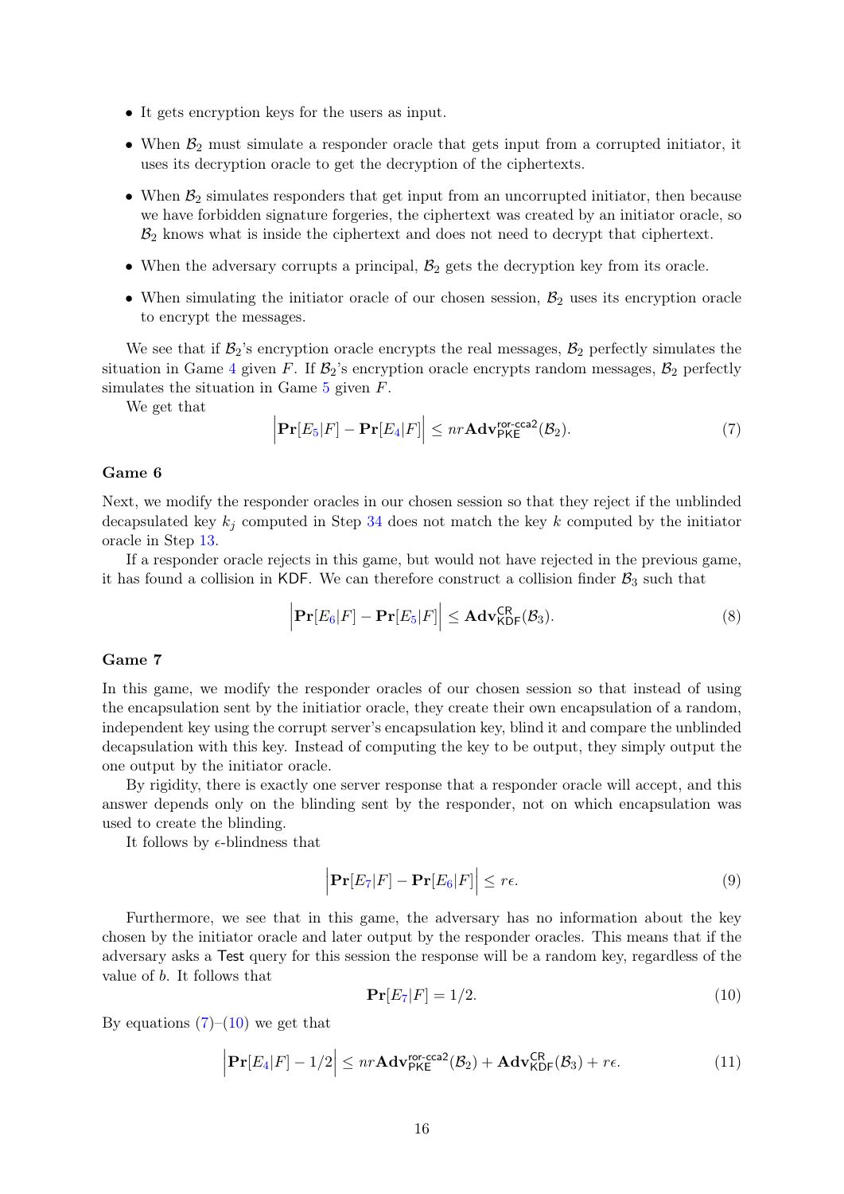- It gets encryption keys for the users as input.
- When $\mathcal{B}_2$ must simulate a responder oracle that gets input from a corrupted initiator, it uses its decryption oracle to get the decryption of the ciphertexts.
- When $\mathcal{B}_2$ simulates responders that get input from an uncorrupted initiator, then because we have forbidden signature forgeries, the ciphertext was created by an initiator oracle, so $\mathcal{B}_2$ knows what is inside the ciphertext and does not need to decrypt that ciphertext.
- When the adversary corrupts a principal, $\mathcal{B}_2$ gets the decryption key from its oracle.
- When simulating the initiator oracle of our chosen session, $\mathcal{B}_2$ uses its encryption oracle to encrypt the messages.

We see that if $\mathcal{B}_2$'s encryption oracle encrypts the real messages, $\mathcal{B}_2$ perfectly simulates the situation in Game 4 given $F$. If $\mathcal{B}_2$'s encryption oracle encrypts random messages, $\mathcal{B}_2$ perfectly simulates the situation in Game 5 given $F$.

We get that

$$\left|\mathbf{Pr}[E_5|F] - \mathbf{Pr}[E_4|F]\right| \leq nr\mathbf{Adv}^{\mathsf{ror\text{-}cca2}}_{\mathsf{PKE}}(\mathcal{B}_2). \tag{7}$$

### Game 6

Next, we modify the responder oracles in our chosen session so that they reject if the unblinded decapsulated key $k_j$ computed in Step 34 does not match the key $k$ computed by the initiator oracle in Step 13.

If a responder oracle rejects in this game, but would not have rejected in the previous game, it has found a collision in $\mathsf{KDF}$. We can therefore construct a collision finder $\mathcal{B}_3$ such that

$$\left|\mathbf{Pr}[E_6|F] - \mathbf{Pr}[E_5|F]\right| \leq \mathbf{Adv}^{\mathsf{CR}}_{\mathsf{KDF}}(\mathcal{B}_3). \tag{8}$$

### Game 7

In this game, we modify the responder oracles of our chosen session so that instead of using the encapsulation sent by the initiatior oracle, they create their own encapsulation of a random, independent key using the corrupt server's encapsulation key, blind it and compare the unblinded decapsulation with this key. Instead of computing the key to be output, they simply output the one output by the initiator oracle.

By rigidity, there is exactly one server response that a responder oracle will accept, and this answer depends only on the blinding sent by the responder, not on which encapsulation was used to create the blinding.

It follows by $\epsilon$-blindness that

$$\left|\mathbf{Pr}[E_7|F] - \mathbf{Pr}[E_6|F]\right| \leq r\epsilon. \tag{9}$$

Furthermore, we see that in this game, the adversary has no information about the key chosen by the initiator oracle and later output by the responder oracles. This means that if the adversary asks a $\mathsf{Test}$ query for this session the response will be a random key, regardless of the value of $b$. It follows that

$$\mathbf{Pr}[E_7|F] = 1/2. \tag{10}$$

By equations (7)–(10) we get that

$$\left|\mathbf{Pr}[E_4|F] - 1/2\right| \leq nr\mathbf{Adv}^{\mathsf{ror\text{-}cca2}}_{\mathsf{PKE}}(\mathcal{B}_2) + \mathbf{Adv}^{\mathsf{CR}}_{\mathsf{KDF}}(\mathcal{B}_3) + r\epsilon. \tag{11}$$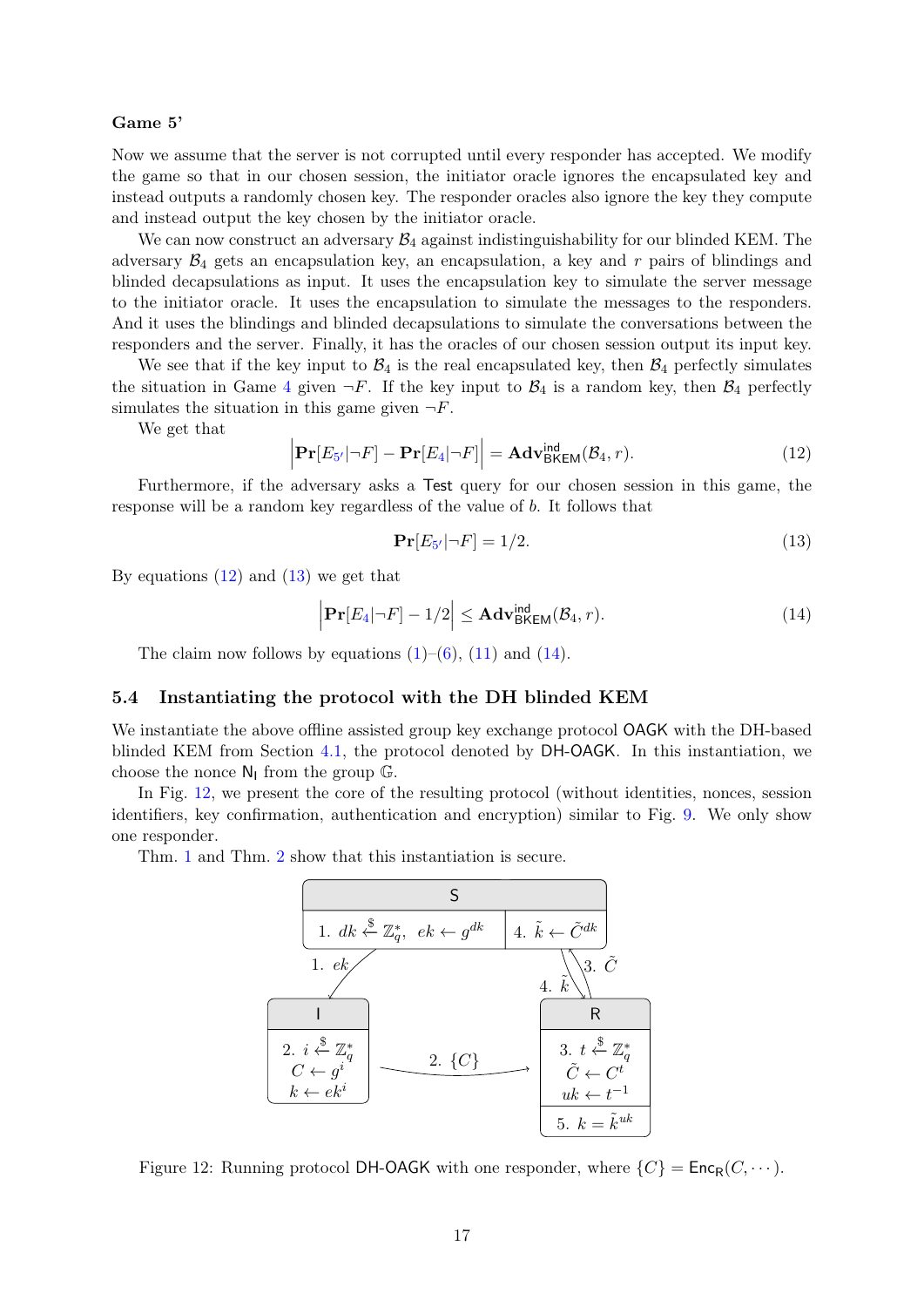**Game 5'**

Now we assume that the server is not corrupted until every responder has accepted. We modify the game so that in our chosen session, the initiator oracle ignores the encapsulated key and instead outputs a randomly chosen key. The responder oracles also ignore the key they compute and instead output the key chosen by the initiator oracle.

We can now construct an adversary $\mathcal{B}_4$ against indistinguishability for our blinded KEM. The adversary $\mathcal{B}_4$ gets an encapsulation key, an encapsulation, a key and $r$ pairs of blindings and blinded decapsulations as input. It uses the encapsulation key to simulate the server message to the initiator oracle. It uses the encapsulation to simulate the messages to the responders. And it uses the blindings and blinded decapsulations to simulate the conversations between the responders and the server. Finally, it has the oracles of our chosen session output its input key.

We see that if the key input to $\mathcal{B}_4$ is the real encapsulated key, then $\mathcal{B}_4$ perfectly simulates the situation in Game 4 given $\neg F$. If the key input to $\mathcal{B}_4$ is a random key, then $\mathcal{B}_4$ perfectly simulates the situation in this game given $\neg F$.

We get that

$$\left|\mathbf{Pr}[E_{5'}|\neg F] - \mathbf{Pr}[E_4|\neg F]\right| = \mathbf{Adv}^{\mathsf{ind}}_{\mathsf{BKEM}}(\mathcal{B}_4, r). \tag{12}$$

Furthermore, if the adversary asks a $\mathsf{Test}$ query for our chosen session in this game, the response will be a random key regardless of the value of $b$. It follows that

$$\mathbf{Pr}[E_{5'}|\neg F] = 1/2. \tag{13}$$

By equations (12) and (13) we get that

$$\left|\mathbf{Pr}[E_4|\neg F] - 1/2\right| \leq \mathbf{Adv}^{\mathsf{ind}}_{\mathsf{BKEM}}(\mathcal{B}_4, r). \tag{14}$$

The claim now follows by equations (1)–(6), (11) and (14).

## 5.4 Instantiating the protocol with the DH blinded KEM

We instantiate the above offline assisted group key exchange protocol $\mathsf{OAGK}$ with the DH-based blinded KEM from Section 4.1, the protocol denoted by $\mathsf{DH\text{-}OAGK}$. In this instantiation, we choose the nonce $\mathsf{N_I}$ from the group $\mathbb{G}$.

In Fig. 12, we present the core of the resulting protocol (without identities, nonces, session identifiers, key confirmation, authentication and encryption) similar to Fig. 9. We only show one responder.

Thm. 1 and Thm. 2 show that this instantiation is secure.

**S**: 1. $dk \xleftarrow{\$} \mathbb{Z}_q^*,\ ek \leftarrow g^{dk}$ | 4. $\tilde{k} \leftarrow \tilde{C}^{dk}$

S → I: 1. $ek$

**I**: 2. $i \xleftarrow{\$} \mathbb{Z}_q^*$, $C \leftarrow g^i$, $k \leftarrow ek^i$

I → R: 2. $\{C\}$

**R**: 3. $t \xleftarrow{\$} \mathbb{Z}_q^*$, $\tilde{C} \leftarrow C^t$, $uk \leftarrow t^{-1}$ | 5. $k = \tilde{k}^{uk}$

R → S: 3. $\tilde{C}$

S → R: 4. $\tilde{k}$

Figure 12: Running protocol $\mathsf{DH\text{-}OAGK}$ with one responder, where $\{C\} = \mathsf{Enc_R}(C, \cdots)$.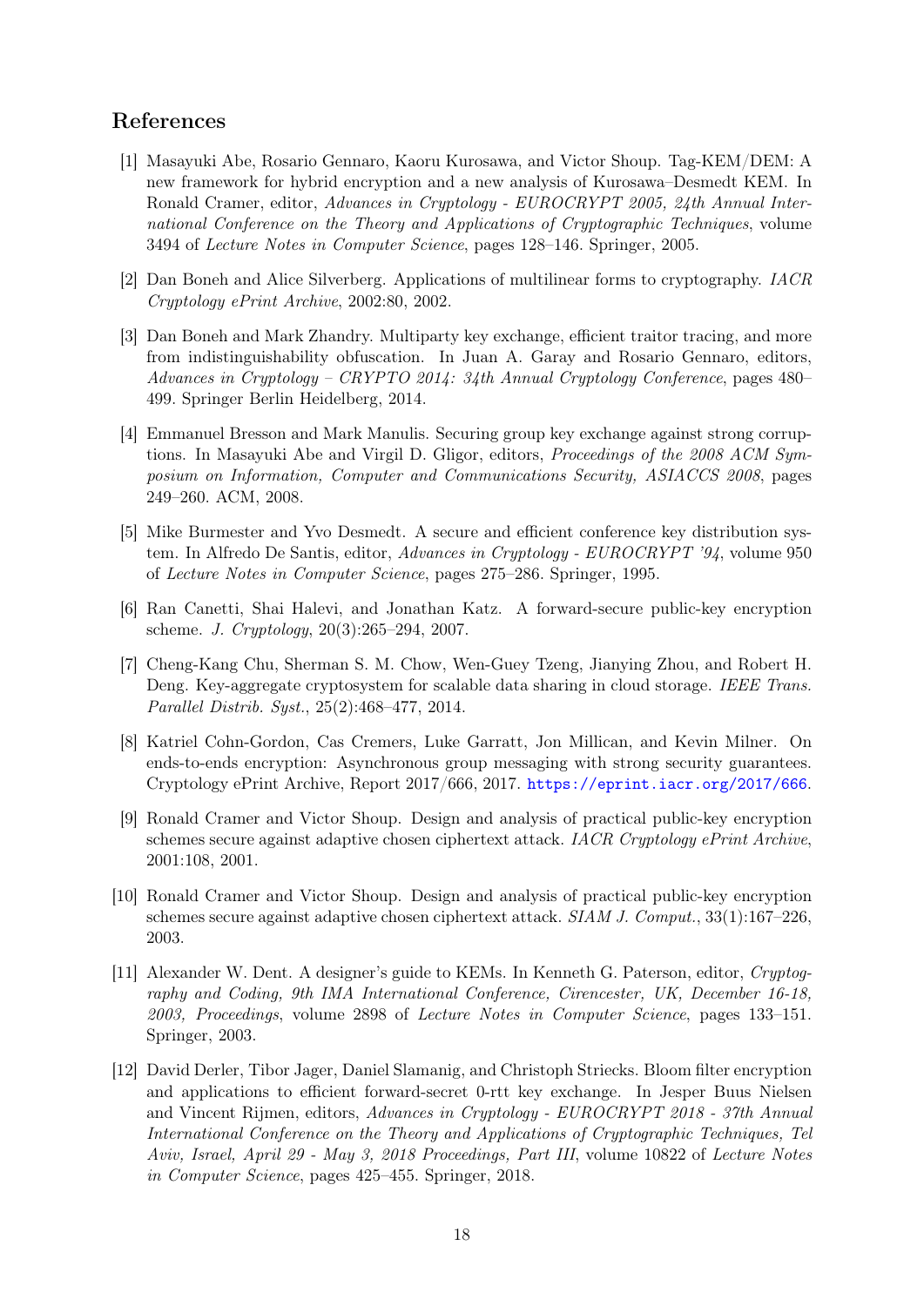## References

[1] Masayuki Abe, Rosario Gennaro, Kaoru Kurosawa, and Victor Shoup. Tag-KEM/DEM: A new framework for hybrid encryption and a new analysis of Kurosawa–Desmedt KEM. In Ronald Cramer, editor, *Advances in Cryptology - EUROCRYPT 2005, 24th Annual International Conference on the Theory and Applications of Cryptographic Techniques*, volume 3494 of *Lecture Notes in Computer Science*, pages 128–146. Springer, 2005.

[2] Dan Boneh and Alice Silverberg. Applications of multilinear forms to cryptography. *IACR Cryptology ePrint Archive*, 2002:80, 2002.

[3] Dan Boneh and Mark Zhandry. Multiparty key exchange, efficient traitor tracing, and more from indistinguishability obfuscation. In Juan A. Garay and Rosario Gennaro, editors, *Advances in Cryptology – CRYPTO 2014: 34th Annual Cryptology Conference*, pages 480–499. Springer Berlin Heidelberg, 2014.

[4] Emmanuel Bresson and Mark Manulis. Securing group key exchange against strong corruptions. In Masayuki Abe and Virgil D. Gligor, editors, *Proceedings of the 2008 ACM Symposium on Information, Computer and Communications Security, ASIACCS 2008*, pages 249–260. ACM, 2008.

[5] Mike Burmester and Yvo Desmedt. A secure and efficient conference key distribution system. In Alfredo De Santis, editor, *Advances in Cryptology - EUROCRYPT '94*, volume 950 of *Lecture Notes in Computer Science*, pages 275–286. Springer, 1995.

[6] Ran Canetti, Shai Halevi, and Jonathan Katz. A forward-secure public-key encryption scheme. *J. Cryptology*, 20(3):265–294, 2007.

[7] Cheng-Kang Chu, Sherman S. M. Chow, Wen-Guey Tzeng, Jianying Zhou, and Robert H. Deng. Key-aggregate cryptosystem for scalable data sharing in cloud storage. *IEEE Trans. Parallel Distrib. Syst.*, 25(2):468–477, 2014.

[8] Katriel Cohn-Gordon, Cas Cremers, Luke Garratt, Jon Millican, and Kevin Milner. On ends-to-ends encryption: Asynchronous group messaging with strong security guarantees. Cryptology ePrint Archive, Report 2017/666, 2017. https://eprint.iacr.org/2017/666.

[9] Ronald Cramer and Victor Shoup. Design and analysis of practical public-key encryption schemes secure against adaptive chosen ciphertext attack. *IACR Cryptology ePrint Archive*, 2001:108, 2001.

[10] Ronald Cramer and Victor Shoup. Design and analysis of practical public-key encryption schemes secure against adaptive chosen ciphertext attack. *SIAM J. Comput.*, 33(1):167–226, 2003.

[11] Alexander W. Dent. A designer's guide to KEMs. In Kenneth G. Paterson, editor, *Cryptography and Coding, 9th IMA International Conference, Cirencester, UK, December 16-18, 2003, Proceedings*, volume 2898 of *Lecture Notes in Computer Science*, pages 133–151. Springer, 2003.

[12] David Derler, Tibor Jager, Daniel Slamanig, and Christoph Striecks. Bloom filter encryption and applications to efficient forward-secret 0-rtt key exchange. In Jesper Buus Nielsen and Vincent Rijmen, editors, *Advances in Cryptology - EUROCRYPT 2018 - 37th Annual International Conference on the Theory and Applications of Cryptographic Techniques, Tel Aviv, Israel, April 29 - May 3, 2018 Proceedings, Part III*, volume 10822 of *Lecture Notes in Computer Science*, pages 425–455. Springer, 2018.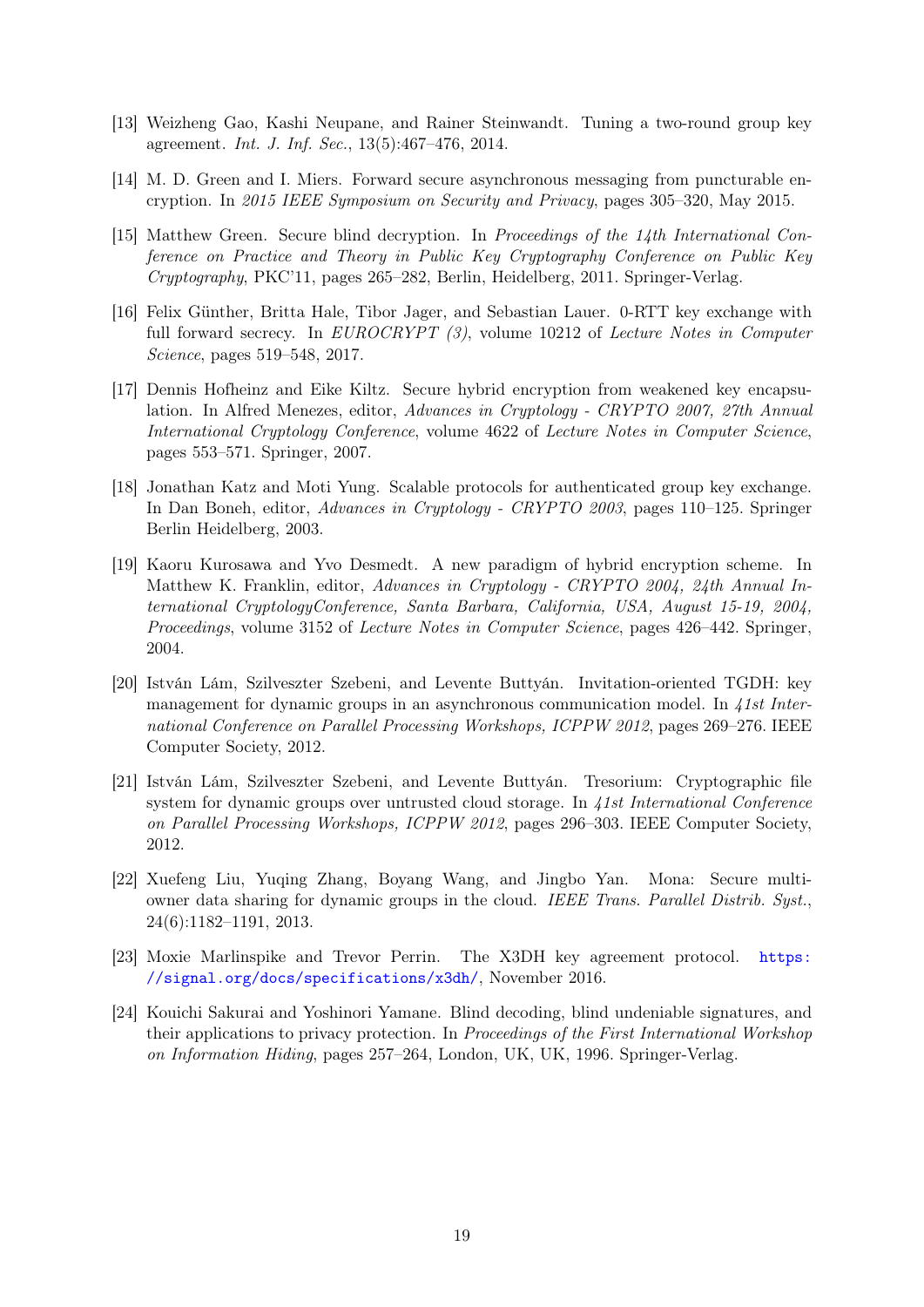[13] Weizheng Gao, Kashi Neupane, and Rainer Steinwandt. Tuning a two-round group key agreement. *Int. J. Inf. Sec.*, 13(5):467–476, 2014.

[14] M. D. Green and I. Miers. Forward secure asynchronous messaging from puncturable encryption. In *2015 IEEE Symposium on Security and Privacy*, pages 305–320, May 2015.

[15] Matthew Green. Secure blind decryption. In *Proceedings of the 14th International Conference on Practice and Theory in Public Key Cryptography Conference on Public Key Cryptography*, PKC'11, pages 265–282, Berlin, Heidelberg, 2011. Springer-Verlag.

[16] Felix Günther, Britta Hale, Tibor Jager, and Sebastian Lauer. 0-RTT key exchange with full forward secrecy. In *EUROCRYPT (3)*, volume 10212 of *Lecture Notes in Computer Science*, pages 519–548, 2017.

[17] Dennis Hofheinz and Eike Kiltz. Secure hybrid encryption from weakened key encapsulation. In Alfred Menezes, editor, *Advances in Cryptology - CRYPTO 2007, 27th Annual International Cryptology Conference*, volume 4622 of *Lecture Notes in Computer Science*, pages 553–571. Springer, 2007.

[18] Jonathan Katz and Moti Yung. Scalable protocols for authenticated group key exchange. In Dan Boneh, editor, *Advances in Cryptology - CRYPTO 2003*, pages 110–125. Springer Berlin Heidelberg, 2003.

[19] Kaoru Kurosawa and Yvo Desmedt. A new paradigm of hybrid encryption scheme. In Matthew K. Franklin, editor, *Advances in Cryptology - CRYPTO 2004, 24th Annual International CryptologyConference, Santa Barbara, California, USA, August 15-19, 2004, Proceedings*, volume 3152 of *Lecture Notes in Computer Science*, pages 426–442. Springer, 2004.

[20] István Lám, Szilveszter Szebeni, and Levente Buttyán. Invitation-oriented TGDH: key management for dynamic groups in an asynchronous communication model. In *41st International Conference on Parallel Processing Workshops, ICPPW 2012*, pages 269–276. IEEE Computer Society, 2012.

[21] István Lám, Szilveszter Szebeni, and Levente Buttyán. Tresorium: Cryptographic file system for dynamic groups over untrusted cloud storage. In *41st International Conference on Parallel Processing Workshops, ICPPW 2012*, pages 296–303. IEEE Computer Society, 2012.

[22] Xuefeng Liu, Yuqing Zhang, Boyang Wang, and Jingbo Yan. Mona: Secure multi-owner data sharing for dynamic groups in the cloud. *IEEE Trans. Parallel Distrib. Syst.*, 24(6):1182–1191, 2013.

[23] Moxie Marlinspike and Trevor Perrin. The X3DH key agreement protocol. https://signal.org/docs/specifications/x3dh/, November 2016.

[24] Kouichi Sakurai and Yoshinori Yamane. Blind decoding, blind undeniable signatures, and their applications to privacy protection. In *Proceedings of the First International Workshop on Information Hiding*, pages 257–264, London, UK, UK, 1996. Springer-Verlag.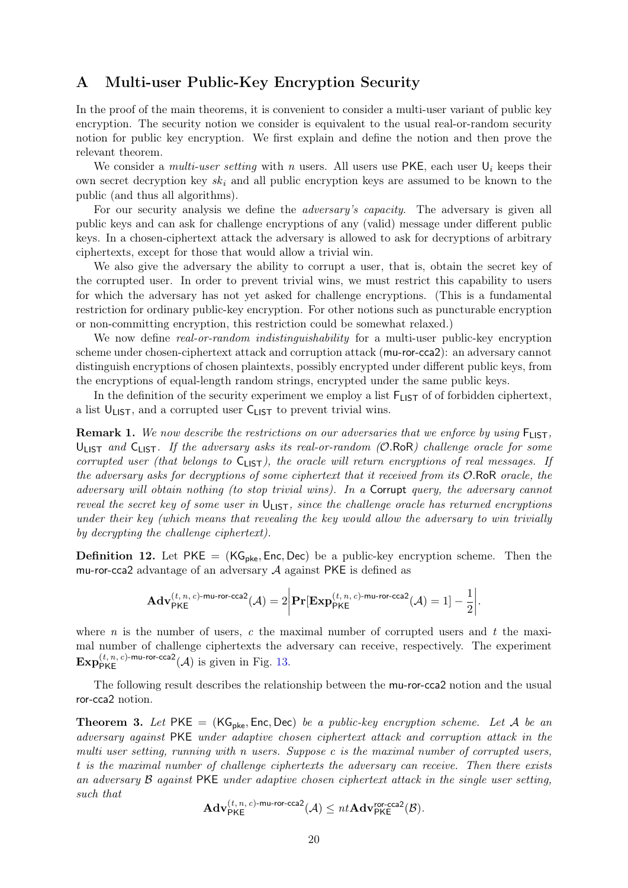# A Multi-user Public-Key Encryption Security

In the proof of the main theorems, it is convenient to consider a multi-user variant of public key encryption. The security notion we consider is equivalent to the usual real-or-random security notion for public key encryption. We first explain and define the notion and then prove the relevant theorem.

We consider a *multi-user setting* with $n$ users. All users use $\mathsf{PKE}$, each user $\mathsf{U}_i$ keeps their own secret decryption key $sk_i$ and all public encryption keys are assumed to be known to the public (and thus all algorithms).

For our security analysis we define the *adversary's capacity*. The adversary is given all public keys and can ask for challenge encryptions of any (valid) message under different public keys. In a chosen-ciphertext attack the adversary is allowed to ask for decryptions of arbitrary ciphertexts, except for those that would allow a trivial win.

We also give the adversary the ability to corrupt a user, that is, obtain the secret key of the corrupted user. In order to prevent trivial wins, we must restrict this capability to users for which the adversary has not yet asked for challenge encryptions. (This is a fundamental restriction for ordinary public-key encryption. For other notions such as puncturable encryption or non-committing encryption, this restriction could be somewhat relaxed.)

We now define *real-or-random indistinguishability* for a multi-user public-key encryption scheme under chosen-ciphertext attack and corruption attack (mu-ror-cca2): an adversary cannot distinguish encryptions of chosen plaintexts, possibly encrypted under different public keys, from the encryptions of equal-length random strings, encrypted under the same public keys.

In the definition of the security experiment we employ a list $\mathsf{F_{LIST}}$ of of forbidden ciphertext, a list $\mathsf{U_{LIST}}$, and a corrupted user $\mathsf{C_{LIST}}$ to prevent trivial wins.

**Remark 1.** *We now describe the restrictions on our adversaries that we enforce by using $\mathsf{F_{LIST}}$, $\mathsf{U_{LIST}}$ and $\mathsf{C_{LIST}}$. If the adversary asks its real-or-random ($\mathcal{O}$.RoR) challenge oracle for some corrupted user (that belongs to $\mathsf{C_{LIST}}$), the oracle will return encryptions of real messages. If the adversary asks for decryptions of some ciphertext that it received from its $\mathcal{O}$.RoR oracle, the adversary will obtain nothing (to stop trivial wins). In a* Corrupt *query, the adversary cannot reveal the secret key of some user in $\mathsf{U_{LIST}}$, since the challenge oracle has returned encryptions under their key (which means that revealing the key would allow the adversary to win trivially by decrypting the challenge ciphertext).*

**Definition 12.** Let $\mathsf{PKE} = (\mathsf{KG_{pke}}, \mathsf{Enc}, \mathsf{Dec})$ be a public-key encryption scheme. Then the mu-ror-cca2 advantage of an adversary $\mathcal{A}$ against $\mathsf{PKE}$ is defined as

$$\mathbf{Adv}_{\mathsf{PKE}}^{(t,\,n,\,c)\text{-mu-ror-cca2}}(\mathcal{A}) = 2\left|\mathbf{Pr}[\mathbf{Exp}_{\mathsf{PKE}}^{(t,\,n,\,c)\text{-mu-ror-cca2}}(\mathcal{A}) = 1] - \frac{1}{2}\right|.$$

where $n$ is the number of users, $c$ the maximal number of corrupted users and $t$ the maximal number of challenge ciphertexts the adversary can receive, respectively. The experiment $\mathbf{Exp}_{\mathsf{PKE}}^{(t,\,n,\,c)\text{-mu-ror-cca2}}(\mathcal{A})$ is given in Fig. 13.

The following result describes the relationship between the mu-ror-cca2 notion and the usual ror-cca2 notion.

**Theorem 3.** *Let $\mathsf{PKE} = (\mathsf{KG_{pke}}, \mathsf{Enc}, \mathsf{Dec})$ be a public-key encryption scheme. Let $\mathcal{A}$ be an adversary against $\mathsf{PKE}$ under adaptive chosen ciphertext attack and corruption attack in the multi user setting, running with $n$ users. Suppose $c$ is the maximal number of corrupted users, $t$ is the maximal number of challenge ciphertexts the adversary can receive. Then there exists an adversary $\mathcal{B}$ against $\mathsf{PKE}$ under adaptive chosen ciphertext attack in the single user setting, such that*

$$\mathbf{Adv}_{\mathsf{PKE}}^{(t,\,n,\,c)\text{-mu-ror-cca2}}(\mathcal{A}) \leq nt\mathbf{Adv}_{\mathsf{PKE}}^{\mathsf{ror\text{-}cca2}}(\mathcal{B}).$$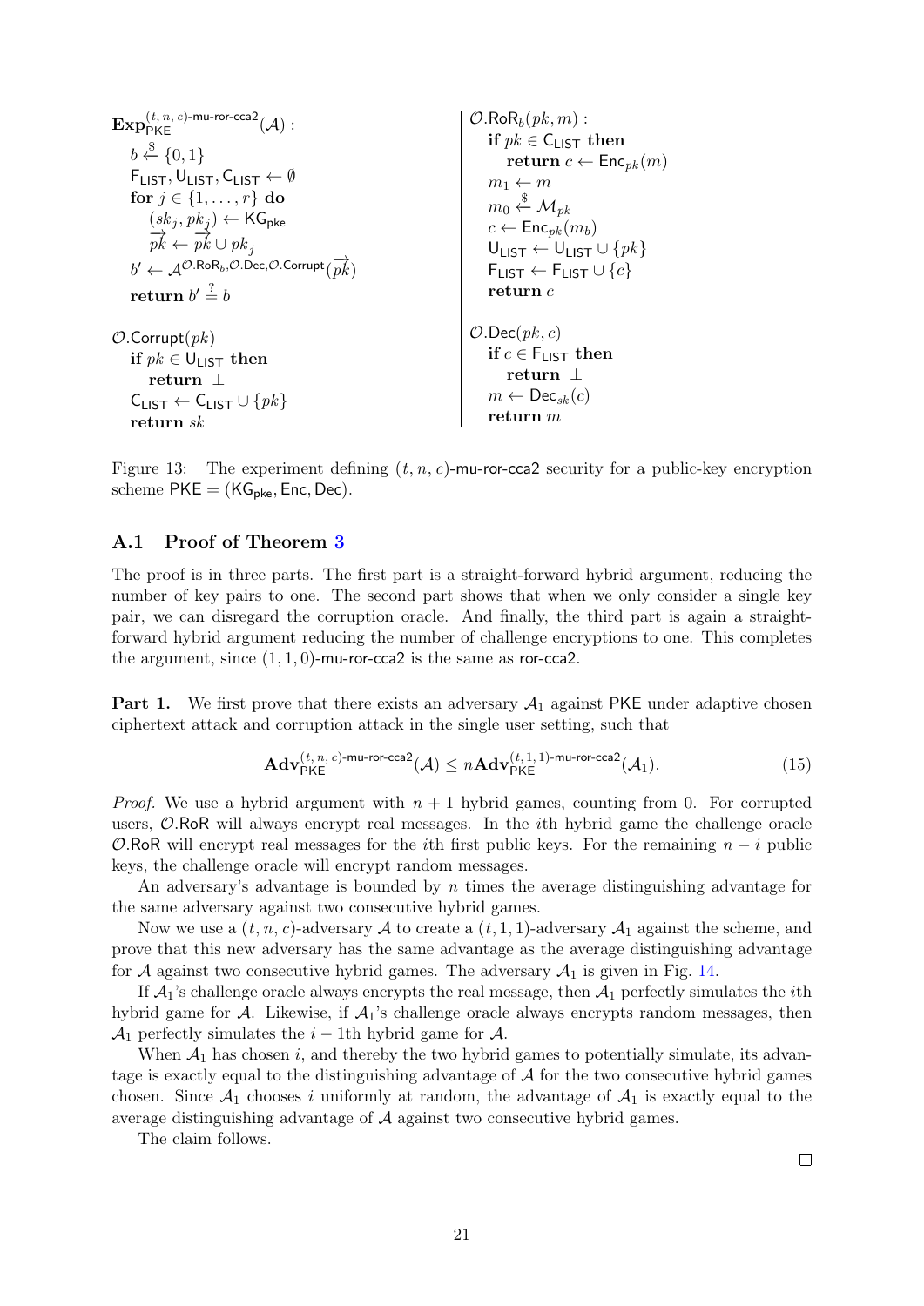```
Exp_PKE^{(t,n,c)-mu-ror-cca2}(A) :
  b <-$ {0,1}
  F_LIST, U_LIST, C_LIST <- ∅
  for j ∈ {1,...,r} do
    (sk_j, pk_j) <- KG_pke
    →pk <- →pk ∪ pk_j
  b' <- A^{O.RoR_b, O.Dec, O.Corrupt}(→pk)
  return b' =? b

O.Corrupt(pk)
  if pk ∈ U_LIST then
    return ⊥
  C_LIST <- C_LIST ∪ {pk}
  return sk

O.RoR_b(pk, m) :
  if pk ∈ C_LIST then
    return c <- Enc_pk(m)
  m_1 <- m
  m_0 <-$ M_pk
  c <- Enc_pk(m_b)
  U_LIST <- U_LIST ∪ {pk}
  F_LIST <- F_LIST ∪ {c}
  return c

O.Dec(pk, c)
  if c ∈ F_LIST then
    return ⊥
  m <- Dec_sk(c)
  return m
```

Figure 13: The experiment defining $(t, n, c)$-mu-ror-cca2 security for a public-key encryption scheme $\mathsf{PKE} = (\mathsf{KG}_{\mathsf{pke}}, \mathsf{Enc}, \mathsf{Dec})$.

### A.1 Proof of Theorem 3

The proof is in three parts. The first part is a straight-forward hybrid argument, reducing the number of key pairs to one. The second part shows that when we only consider a single key pair, we can disregard the corruption oracle. And finally, the third part is again a straight-forward hybrid argument reducing the number of challenge encryptions to one. This completes the argument, since $(1, 1, 0)$-mu-ror-cca2 is the same as ror-cca2.

**Part 1.** We first prove that there exists an adversary $\mathcal{A}_1$ against PKE under adaptive chosen ciphertext attack and corruption attack in the single user setting, such that

$$\mathbf{Adv}_{\mathsf{PKE}}^{(t,\,n,\,c)\text{-mu-ror-cca2}}(\mathcal{A}) \leq n\mathbf{Adv}_{\mathsf{PKE}}^{(t,\,1,\,1)\text{-mu-ror-cca2}}(\mathcal{A}_1). \tag{15}$$

*Proof.* We use a hybrid argument with $n+1$ hybrid games, counting from 0. For corrupted users, $\mathcal{O}.\mathsf{RoR}$ will always encrypt real messages. In the $i$th hybrid game the challenge oracle $\mathcal{O}.\mathsf{RoR}$ will encrypt real messages for the $i$th first public keys. For the remaining $n - i$ public keys, the challenge oracle will encrypt random messages.

An adversary's advantage is bounded by $n$ times the average distinguishing advantage for the same adversary against two consecutive hybrid games.

Now we use a $(t, n, c)$-adversary $\mathcal{A}$ to create a $(t, 1, 1)$-adversary $\mathcal{A}_1$ against the scheme, and prove that this new adversary has the same advantage as the average distinguishing advantage for $\mathcal{A}$ against two consecutive hybrid games. The adversary $\mathcal{A}_1$ is given in Fig. 14.

If $\mathcal{A}_1$'s challenge oracle always encrypts the real message, then $\mathcal{A}_1$ perfectly simulates the $i$th hybrid game for $\mathcal{A}$. Likewise, if $\mathcal{A}_1$'s challenge oracle always encrypts random messages, then $\mathcal{A}_1$ perfectly simulates the $i-1$th hybrid game for $\mathcal{A}$.

When $\mathcal{A}_1$ has chosen $i$, and thereby the two hybrid games to potentially simulate, its advantage is exactly equal to the distinguishing advantage of $\mathcal{A}$ for the two consecutive hybrid games chosen. Since $\mathcal{A}_1$ chooses $i$ uniformly at random, the advantage of $\mathcal{A}_1$ is exactly equal to the average distinguishing advantage of $\mathcal{A}$ against two consecutive hybrid games.

The claim follows.

□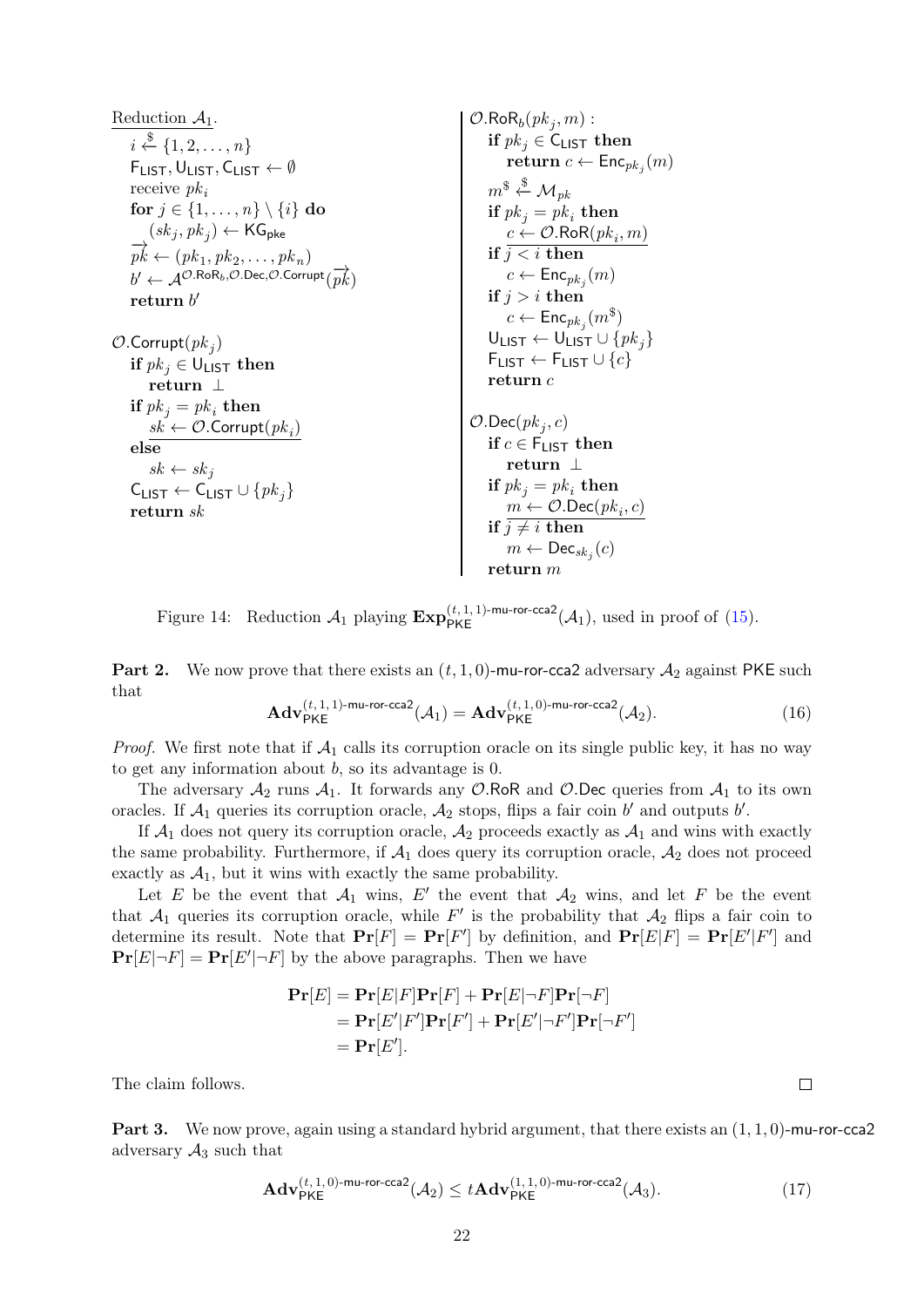```
Reduction A_1.
  i ←$ {1, 2, ..., n}
  F_LIST, U_LIST, C_LIST ← ∅
  receive pk_i
  for j ∈ {1, ..., n} \ {i} do
    (sk_j, pk_j) ← KG_pke
  →pk ← (pk_1, pk_2, ..., pk_n)
  b' ← A^{O.RoR_b, O.Dec, O.Corrupt}(→pk)
  return b'

O.Corrupt(pk_j)
  if pk_j ∈ U_LIST then
    return ⊥
  if pk_j = pk_i then
    sk ← O.Corrupt(pk_i)
  else
    sk ← sk_j
  C_LIST ← C_LIST ∪ {pk_j}
  return sk

O.RoR_b(pk_j, m) :
  if pk_j ∈ C_LIST then
    return c ← Enc_{pk_j}(m)
  m^$ ←$ M_pk
  if pk_j = pk_i then
    c ← O.RoR(pk_i, m)
  if j < i then
    c ← Enc_{pk_j}(m)
  if j > i then
    c ← Enc_{pk_j}(m^$)
  U_LIST ← U_LIST ∪ {pk_j}
  F_LIST ← F_LIST ∪ {c}
  return c

O.Dec(pk_j, c)
  if c ∈ F_LIST then
    return ⊥
  if pk_j = pk_i then
    m ← O.Dec(pk_i, c)
  if j ≠ i then
    m ← Dec_{sk_j}(c)
  return m
```

Figure 14: Reduction $\mathcal{A}_1$ playing $\mathbf{Exp}_{\mathsf{PKE}}^{(t,1,1)\text{-mu-ror-cca2}}(\mathcal{A}_1)$, used in proof of (15).

**Part 2.** We now prove that there exists an $(t, 1, 0)$-mu-ror-cca2 adversary $\mathcal{A}_2$ against PKE such that

$$\mathbf{Adv}_{\mathsf{PKE}}^{(t,1,1)\text{-mu-ror-cca2}}(\mathcal{A}_1) = \mathbf{Adv}_{\mathsf{PKE}}^{(t,1,0)\text{-mu-ror-cca2}}(\mathcal{A}_2). \tag{16}$$

*Proof.* We first note that if $\mathcal{A}_1$ calls its corruption oracle on its single public key, it has no way to get any information about $b$, so its advantage is 0.

The adversary $\mathcal{A}_2$ runs $\mathcal{A}_1$. It forwards any $\mathcal{O}$.RoR and $\mathcal{O}$.Dec queries from $\mathcal{A}_1$ to its own oracles. If $\mathcal{A}_1$ queries its corruption oracle, $\mathcal{A}_2$ stops, flips a fair coin $b'$ and outputs $b'$.

If $\mathcal{A}_1$ does not query its corruption oracle, $\mathcal{A}_2$ proceeds exactly as $\mathcal{A}_1$ and wins with exactly the same probability. Furthermore, if $\mathcal{A}_1$ does query its corruption oracle, $\mathcal{A}_2$ does not proceed exactly as $\mathcal{A}_1$, but it wins with exactly the same probability.

Let $E$ be the event that $\mathcal{A}_1$ wins, $E'$ the event that $\mathcal{A}_2$ wins, and let $F$ be the event that $\mathcal{A}_1$ queries its corruption oracle, while $F'$ is the probability that $\mathcal{A}_2$ flips a fair coin to determine its result. Note that $\mathbf{Pr}[F] = \mathbf{Pr}[F']$ by definition, and $\mathbf{Pr}[E|F] = \mathbf{Pr}[E'|F']$ and $\mathbf{Pr}[E|\neg F] = \mathbf{Pr}[E'|\neg F]$ by the above paragraphs. Then we have

$$\begin{aligned}
\mathbf{Pr}[E] &= \mathbf{Pr}[E|F]\mathbf{Pr}[F] + \mathbf{Pr}[E|\neg F]\mathbf{Pr}[\neg F] \\
&= \mathbf{Pr}[E'|F']\mathbf{Pr}[F'] + \mathbf{Pr}[E'|\neg F']\mathbf{Pr}[\neg F'] \\
&= \mathbf{Pr}[E'].
\end{aligned}$$

The claim follows. ∎

**Part 3.** We now prove, again using a standard hybrid argument, that there exists an $(1, 1, 0)$-mu-ror-cca2 adversary $\mathcal{A}_3$ such that

$$\mathbf{Adv}_{\mathsf{PKE}}^{(t,1,0)\text{-mu-ror-cca2}}(\mathcal{A}_2) \leq t\mathbf{Adv}_{\mathsf{PKE}}^{(1,1,0)\text{-mu-ror-cca2}}(\mathcal{A}_3). \tag{17}$$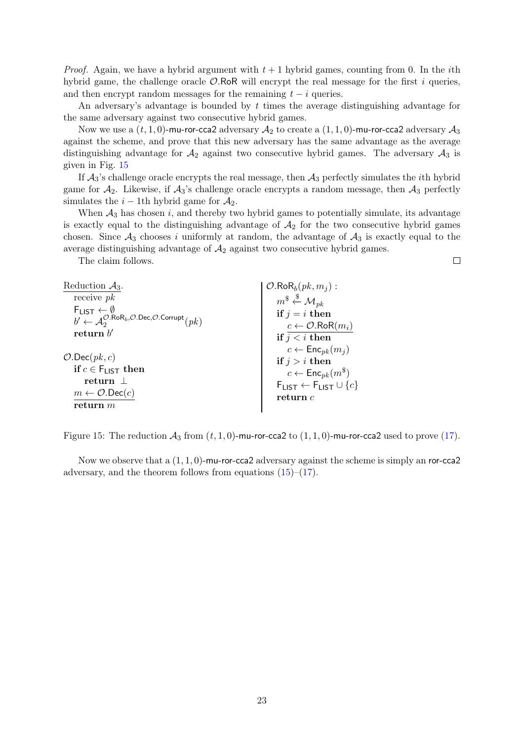*Proof.* Again, we have a hybrid argument with $t+1$ hybrid games, counting from 0. In the $i$th hybrid game, the challenge oracle $\mathcal{O}.\mathsf{RoR}$ will encrypt the real message for the first $i$ queries, and then encrypt random messages for the remaining $t-i$ queries.

An adversary's advantage is bounded by $t$ times the average distinguishing advantage for the same adversary against two consecutive hybrid games.

Now we use a $(t,1,0)$-mu-ror-cca2 adversary $\mathcal{A}_2$ to create a $(1,1,0)$-mu-ror-cca2 adversary $\mathcal{A}_3$ against the scheme, and prove that this new adversary has the same advantage as the average distinguishing advantage for $\mathcal{A}_2$ against two consecutive hybrid games. The adversary $\mathcal{A}_3$ is given in Fig. 15

If $\mathcal{A}_3$'s challenge oracle encrypts the real message, then $\mathcal{A}_3$ perfectly simulates the $i$th hybrid game for $\mathcal{A}_2$. Likewise, if $\mathcal{A}_3$'s challenge oracle encrypts a random message, then $\mathcal{A}_3$ perfectly simulates the $i-1$th hybrid game for $\mathcal{A}_2$.

When $\mathcal{A}_3$ has chosen $i$, and thereby two hybrid games to potentially simulate, its advantage is exactly equal to the distinguishing advantage of $\mathcal{A}_2$ for the two consecutive hybrid games chosen. Since $\mathcal{A}_3$ chooses $i$ uniformly at random, the advantage of $\mathcal{A}_3$ is exactly equal to the average distinguishing advantage of $\mathcal{A}_2$ against two consecutive hybrid games.

The claim follows. ∎

```
Reduction A_3.
  receive pk
  F_LIST ← ∅
  b' ← A_2^{O.RoR_b, O.Dec, O.Corrupt}(pk)
  return b'

O.Dec(pk, c)
  if c ∈ F_LIST then
    return ⊥
  m ← O.Dec(c)
  return m

O.RoR_b(pk, m_j) :
  m^$ ←$ M_pk
  if j = i then
    c ← O.RoR(m_i)
  if j < i then
    c ← Enc_pk(m_j)
  if j > i then
    c ← Enc_pk(m^$)
  F_LIST ← F_LIST ∪ {c}
  return c
```

Figure 15: The reduction $\mathcal{A}_3$ from $(t,1,0)$-mu-ror-cca2 to $(1,1,0)$-mu-ror-cca2 used to prove (17).

Now we observe that a $(1,1,0)$-mu-ror-cca2 adversary against the scheme is simply an ror-cca2 adversary, and the theorem follows from equations (15)–(17).